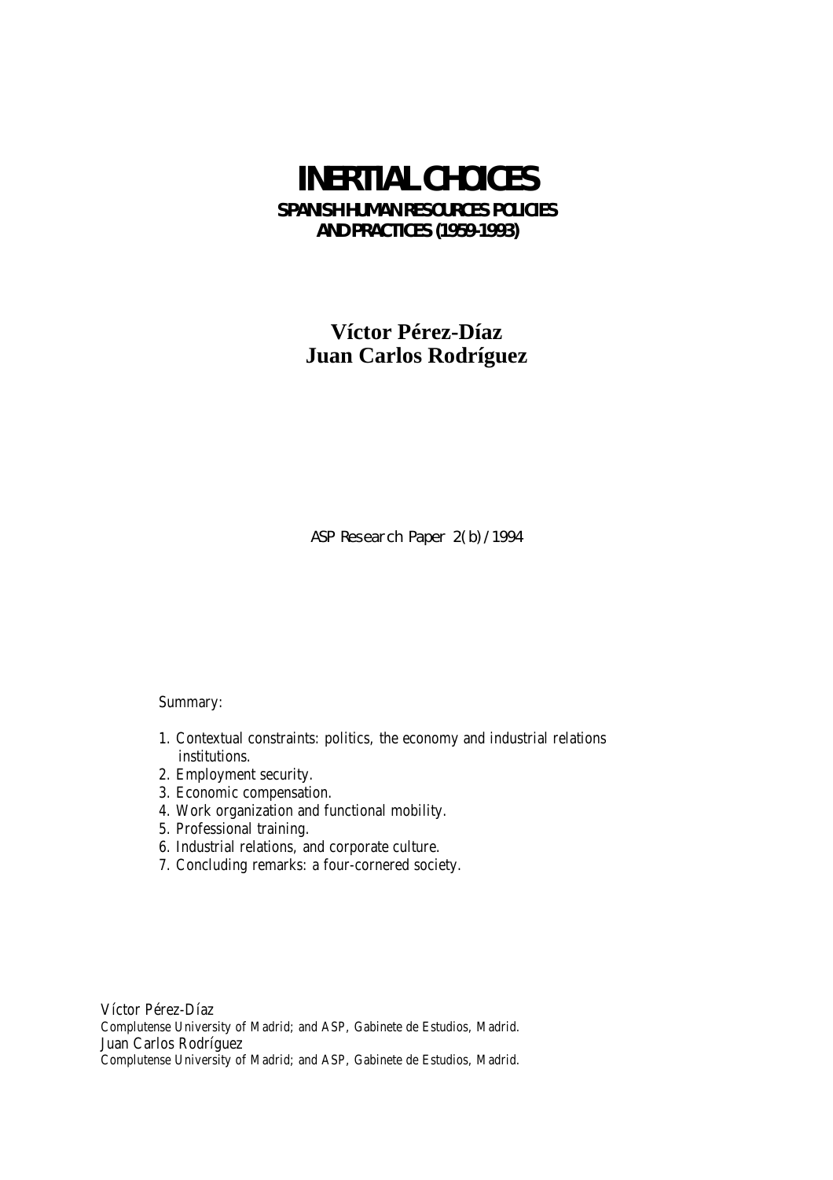# INERTIAL CHOICES

## SPANISH HUMAN RESOURCES POLICIES AND PRACTICES (1959-1993)

**Víctor Pérez-Díaz**
**Juan Carlos Rodríguez**

ASP Research Paper 2(b)/1994

Summary:

1. Contextual constraints: politics, the economy and industrial relations institutions.
2. Employment security.
3. Economic compensation.
4. Work organization and functional mobility.
5. Professional training.
6. Industrial relations, and corporate culture.
7. Concluding remarks: a four-cornered society.

Víctor Pérez-Díaz
Complutense University of Madrid; and ASP, Gabinete de Estudios, Madrid.
Juan Carlos Rodríguez
Complutense University of Madrid; and ASP, Gabinete de Estudios, Madrid.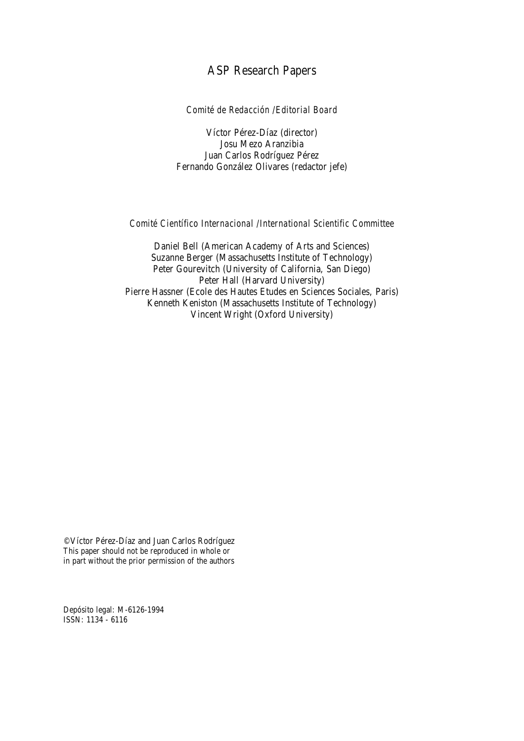# ASP Research Papers

*Comité de Redacción /Editorial Board*

Víctor Pérez-Díaz (director)
Josu Mezo Aranzibia
Juan Carlos Rodríguez Pérez
Fernando González Olivares (redactor jefe)

*Comité Científico Internacional /International Scientific Committee*

Daniel Bell (American Academy of Arts and Sciences)
Suzanne Berger (Massachusetts Institute of Technology)
Peter Gourevitch (University of California, San Diego)
Peter Hall (Harvard University)
Pierre Hassner (Ecole des Hautes Etudes en Sciences Sociales, Paris)
Kenneth Keniston (Massachusetts Institute of Technology)
Vincent Wright (Oxford University)

©Víctor Pérez-Díaz and Juan Carlos Rodríguez
This paper should not be reproduced in whole or
in part without the prior permission of the authors

Depósito legal: M-6126-1994
ISSN: 1134 - 6116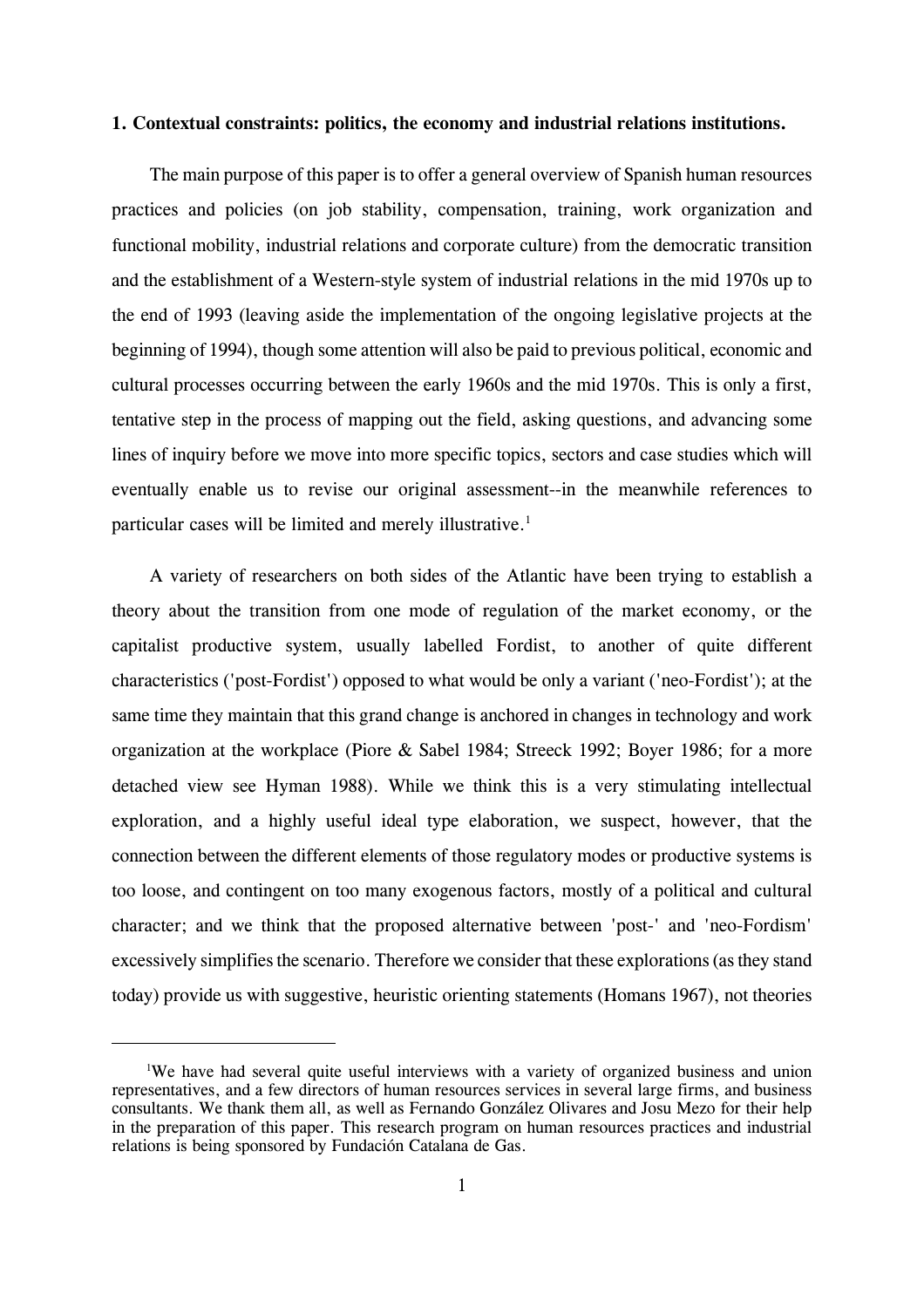**1. Contextual constraints: politics, the economy and industrial relations institutions.**

The main purpose of this paper is to offer a general overview of Spanish human resources practices and policies (on job stability, compensation, training, work organization and functional mobility, industrial relations and corporate culture) from the democratic transition and the establishment of a Western-style system of industrial relations in the mid 1970s up to the end of 1993 (leaving aside the implementation of the ongoing legislative projects at the beginning of 1994), though some attention will also be paid to previous political, economic and cultural processes occurring between the early 1960s and the mid 1970s. This is only a first, tentative step in the process of mapping out the field, asking questions, and advancing some lines of inquiry before we move into more specific topics, sectors and case studies which will eventually enable us to revise our original assessment--in the meanwhile references to particular cases will be limited and merely illustrative.[1]

A variety of researchers on both sides of the Atlantic have been trying to establish a theory about the transition from one mode of regulation of the market economy, or the capitalist productive system, usually labelled Fordist, to another of quite different characteristics ('post-Fordist') opposed to what would be only a variant ('neo-Fordist'); at the same time they maintain that this grand change is anchored in changes in technology and work organization at the workplace (Piore & Sabel 1984; Streeck 1992; Boyer 1986; for a more detached view see Hyman 1988). While we think this is a very stimulating intellectual exploration, and a highly useful ideal type elaboration, we suspect, however, that the connection between the different elements of those regulatory modes or productive systems is too loose, and contingent on too many exogenous factors, mostly of a political and cultural character; and we think that the proposed alternative between 'post-' and 'neo-Fordism' excessively simplifies the scenario. Therefore we consider that these explorations (as they stand today) provide us with suggestive, heuristic orienting statements (Homans 1967), not theories

[1] We have had several quite useful interviews with a variety of organized business and union representatives, and a few directors of human resources services in several large firms, and business consultants. We thank them all, as well as Fernando González Olivares and Josu Mezo for their help in the preparation of this paper. This research program on human resources practices and industrial relations is being sponsored by Fundación Catalana de Gas.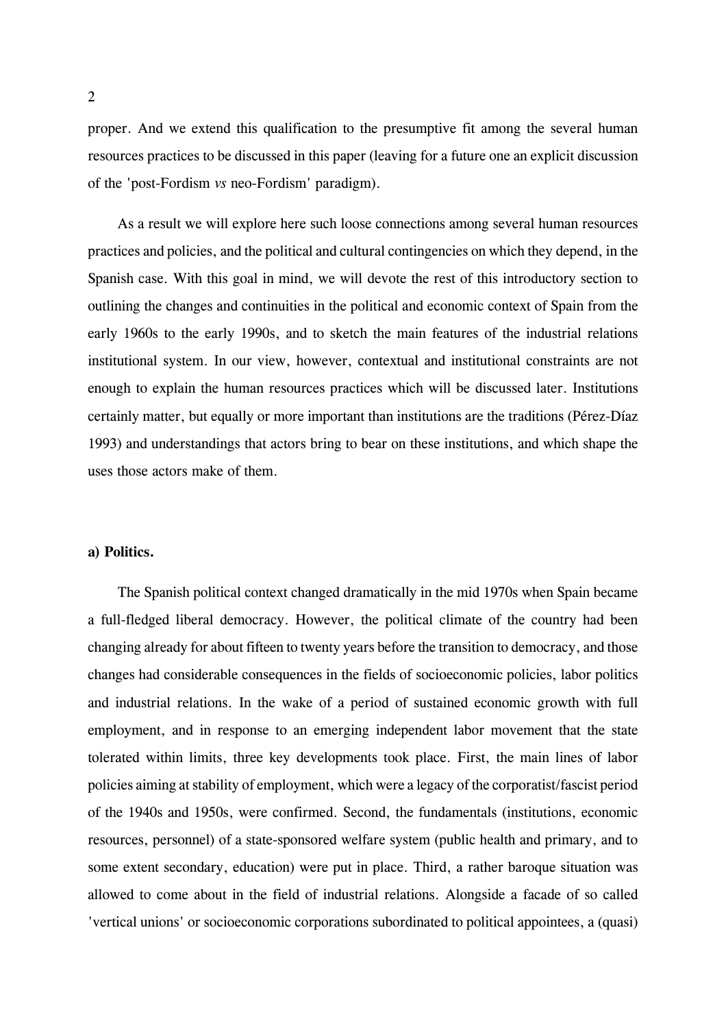proper. And we extend this qualification to the presumptive fit among the several human resources practices to be discussed in this paper (leaving for a future one an explicit discussion of the 'post-Fordism *vs* neo-Fordism' paradigm).

As a result we will explore here such loose connections among several human resources practices and policies, and the political and cultural contingencies on which they depend, in the Spanish case. With this goal in mind, we will devote the rest of this introductory section to outlining the changes and continuities in the political and economic context of Spain from the early 1960s to the early 1990s, and to sketch the main features of the industrial relations institutional system. In our view, however, contextual and institutional constraints are not enough to explain the human resources practices which will be discussed later. Institutions certainly matter, but equally or more important than institutions are the traditions (Pérez-Díaz 1993) and understandings that actors bring to bear on these institutions, and which shape the uses those actors make of them.

**a) Politics.**

The Spanish political context changed dramatically in the mid 1970s when Spain became a full-fledged liberal democracy. However, the political climate of the country had been changing already for about fifteen to twenty years before the transition to democracy, and those changes had considerable consequences in the fields of socioeconomic policies, labor politics and industrial relations. In the wake of a period of sustained economic growth with full employment, and in response to an emerging independent labor movement that the state tolerated within limits, three key developments took place. First, the main lines of labor policies aiming at stability of employment, which were a legacy of the corporatist/fascist period of the 1940s and 1950s, were confirmed. Second, the fundamentals (institutions, economic resources, personnel) of a state-sponsored welfare system (public health and primary, and to some extent secondary, education) were put in place. Third, a rather baroque situation was allowed to come about in the field of industrial relations. Alongside a facade of so called 'vertical unions' or socioeconomic corporations subordinated to political appointees, a (quasi)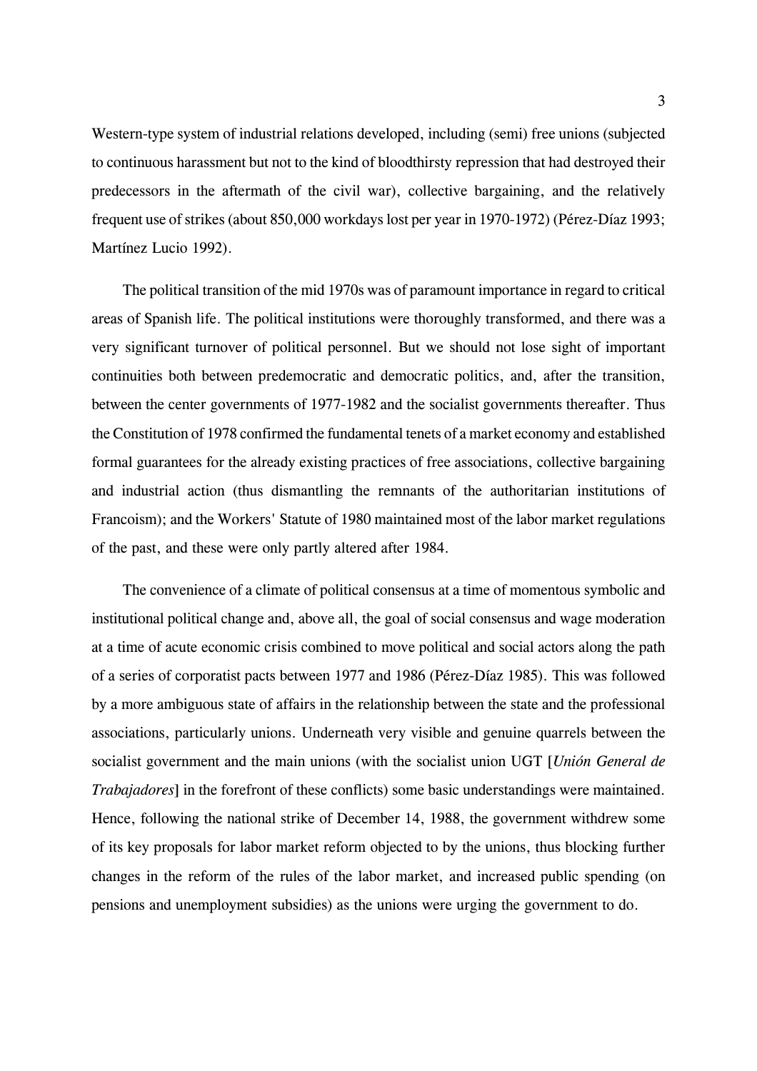Western-type system of industrial relations developed, including (semi) free unions (subjected to continuous harassment but not to the kind of bloodthirsty repression that had destroyed their predecessors in the aftermath of the civil war), collective bargaining, and the relatively frequent use of strikes (about 850,000 workdays lost per year in 1970-1972) (Pérez-Díaz 1993; Martínez Lucio 1992).

The political transition of the mid 1970s was of paramount importance in regard to critical areas of Spanish life. The political institutions were thoroughly transformed, and there was a very significant turnover of political personnel. But we should not lose sight of important continuities both between predemocratic and democratic politics, and, after the transition, between the center governments of 1977-1982 and the socialist governments thereafter. Thus the Constitution of 1978 confirmed the fundamental tenets of a market economy and established formal guarantees for the already existing practices of free associations, collective bargaining and industrial action (thus dismantling the remnants of the authoritarian institutions of Francoism); and the Workers' Statute of 1980 maintained most of the labor market regulations of the past, and these were only partly altered after 1984.

The convenience of a climate of political consensus at a time of momentous symbolic and institutional political change and, above all, the goal of social consensus and wage moderation at a time of acute economic crisis combined to move political and social actors along the path of a series of corporatist pacts between 1977 and 1986 (Pérez-Díaz 1985). This was followed by a more ambiguous state of affairs in the relationship between the state and the professional associations, particularly unions. Underneath very visible and genuine quarrels between the socialist government and the main unions (with the socialist union UGT [*Unión General de Trabajadores*] in the forefront of these conflicts) some basic understandings were maintained. Hence, following the national strike of December 14, 1988, the government withdrew some of its key proposals for labor market reform objected to by the unions, thus blocking further changes in the reform of the rules of the labor market, and increased public spending (on pensions and unemployment subsidies) as the unions were urging the government to do.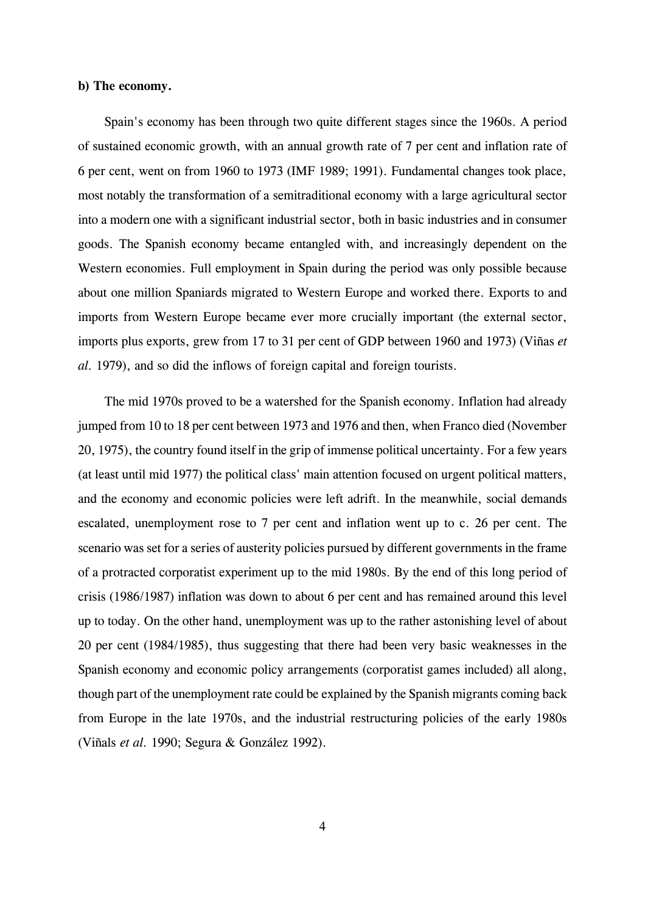**b) The economy.**

Spain's economy has been through two quite different stages since the 1960s. A period of sustained economic growth, with an annual growth rate of 7 per cent and inflation rate of 6 per cent, went on from 1960 to 1973 (IMF 1989; 1991). Fundamental changes took place, most notably the transformation of a semitraditional economy with a large agricultural sector into a modern one with a significant industrial sector, both in basic industries and in consumer goods. The Spanish economy became entangled with, and increasingly dependent on the Western economies. Full employment in Spain during the period was only possible because about one million Spaniards migrated to Western Europe and worked there. Exports to and imports from Western Europe became ever more crucially important (the external sector, imports plus exports, grew from 17 to 31 per cent of GDP between 1960 and 1973) (Viñas *et al.* 1979), and so did the inflows of foreign capital and foreign tourists.

The mid 1970s proved to be a watershed for the Spanish economy. Inflation had already jumped from 10 to 18 per cent between 1973 and 1976 and then, when Franco died (November 20, 1975), the country found itself in the grip of immense political uncertainty. For a few years (at least until mid 1977) the political class' main attention focused on urgent political matters, and the economy and economic policies were left adrift. In the meanwhile, social demands escalated, unemployment rose to 7 per cent and inflation went up to c. 26 per cent. The scenario was set for a series of austerity policies pursued by different governments in the frame of a protracted corporatist experiment up to the mid 1980s. By the end of this long period of crisis (1986/1987) inflation was down to about 6 per cent and has remained around this level up to today. On the other hand, unemployment was up to the rather astonishing level of about 20 per cent (1984/1985), thus suggesting that there had been very basic weaknesses in the Spanish economy and economic policy arrangements (corporatist games included) all along, though part of the unemployment rate could be explained by the Spanish migrants coming back from Europe in the late 1970s, and the industrial restructuring policies of the early 1980s (Viñals *et al.* 1990; Segura & González 1992).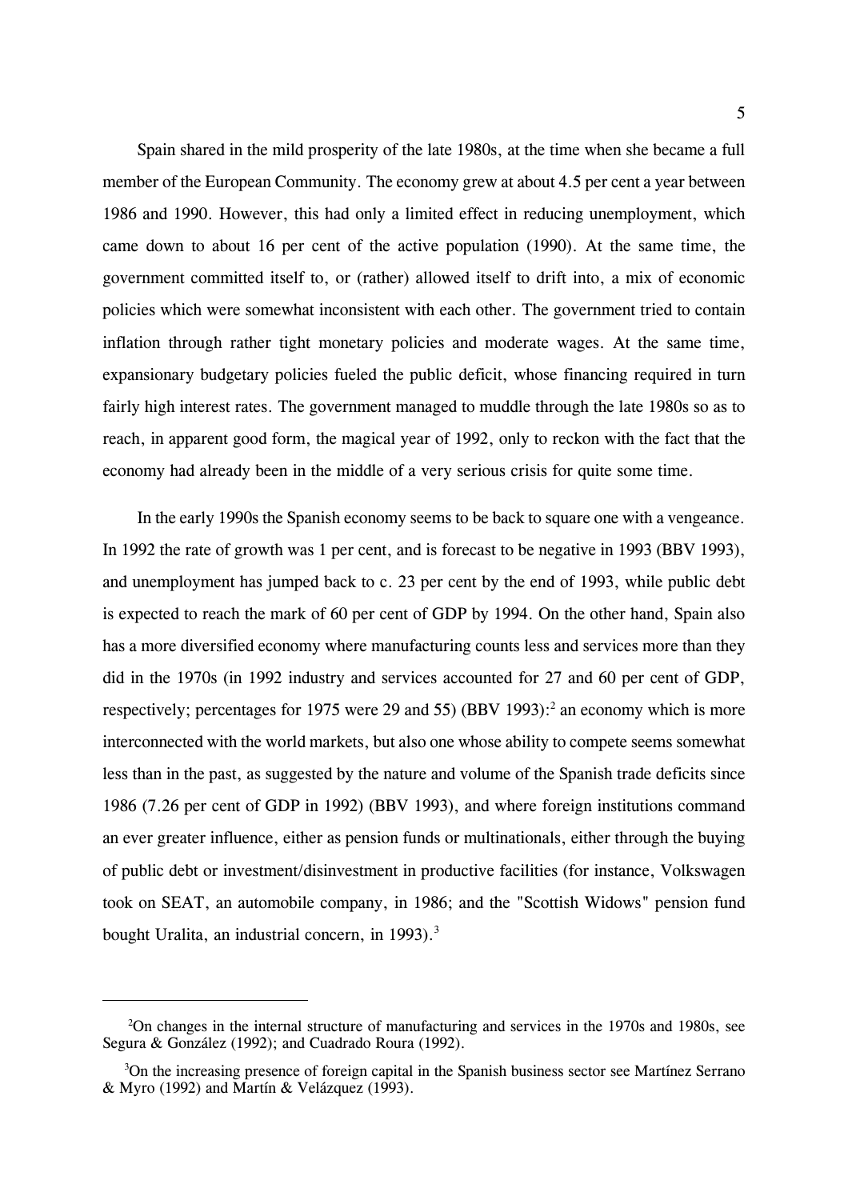Spain shared in the mild prosperity of the late 1980s, at the time when she became a full member of the European Community. The economy grew at about 4.5 per cent a year between 1986 and 1990. However, this had only a limited effect in reducing unemployment, which came down to about 16 per cent of the active population (1990). At the same time, the government committed itself to, or (rather) allowed itself to drift into, a mix of economic policies which were somewhat inconsistent with each other. The government tried to contain inflation through rather tight monetary policies and moderate wages. At the same time, expansionary budgetary policies fueled the public deficit, whose financing required in turn fairly high interest rates. The government managed to muddle through the late 1980s so as to reach, in apparent good form, the magical year of 1992, only to reckon with the fact that the economy had already been in the middle of a very serious crisis for quite some time.

In the early 1990s the Spanish economy seems to be back to square one with a vengeance. In 1992 the rate of growth was 1 per cent, and is forecast to be negative in 1993 (BBV 1993), and unemployment has jumped back to c. 23 per cent by the end of 1993, while public debt is expected to reach the mark of 60 per cent of GDP by 1994. On the other hand, Spain also has a more diversified economy where manufacturing counts less and services more than they did in the 1970s (in 1992 industry and services accounted for 27 and 60 per cent of GDP, respectively; percentages for 1975 were 29 and 55) (BBV 1993):[2] an economy which is more interconnected with the world markets, but also one whose ability to compete seems somewhat less than in the past, as suggested by the nature and volume of the Spanish trade deficits since 1986 (7.26 per cent of GDP in 1992) (BBV 1993), and where foreign institutions command an ever greater influence, either as pension funds or multinationals, either through the buying of public debt or investment/disinvestment in productive facilities (for instance, Volkswagen took on SEAT, an automobile company, in 1986; and the "Scottish Widows" pension fund bought Uralita, an industrial concern, in 1993).[3]

---

[2] On changes in the internal structure of manufacturing and services in the 1970s and 1980s, see Segura & González (1992); and Cuadrado Roura (1992).

[3] On the increasing presence of foreign capital in the Spanish business sector see Martínez Serrano & Myro (1992) and Martín & Velázquez (1993).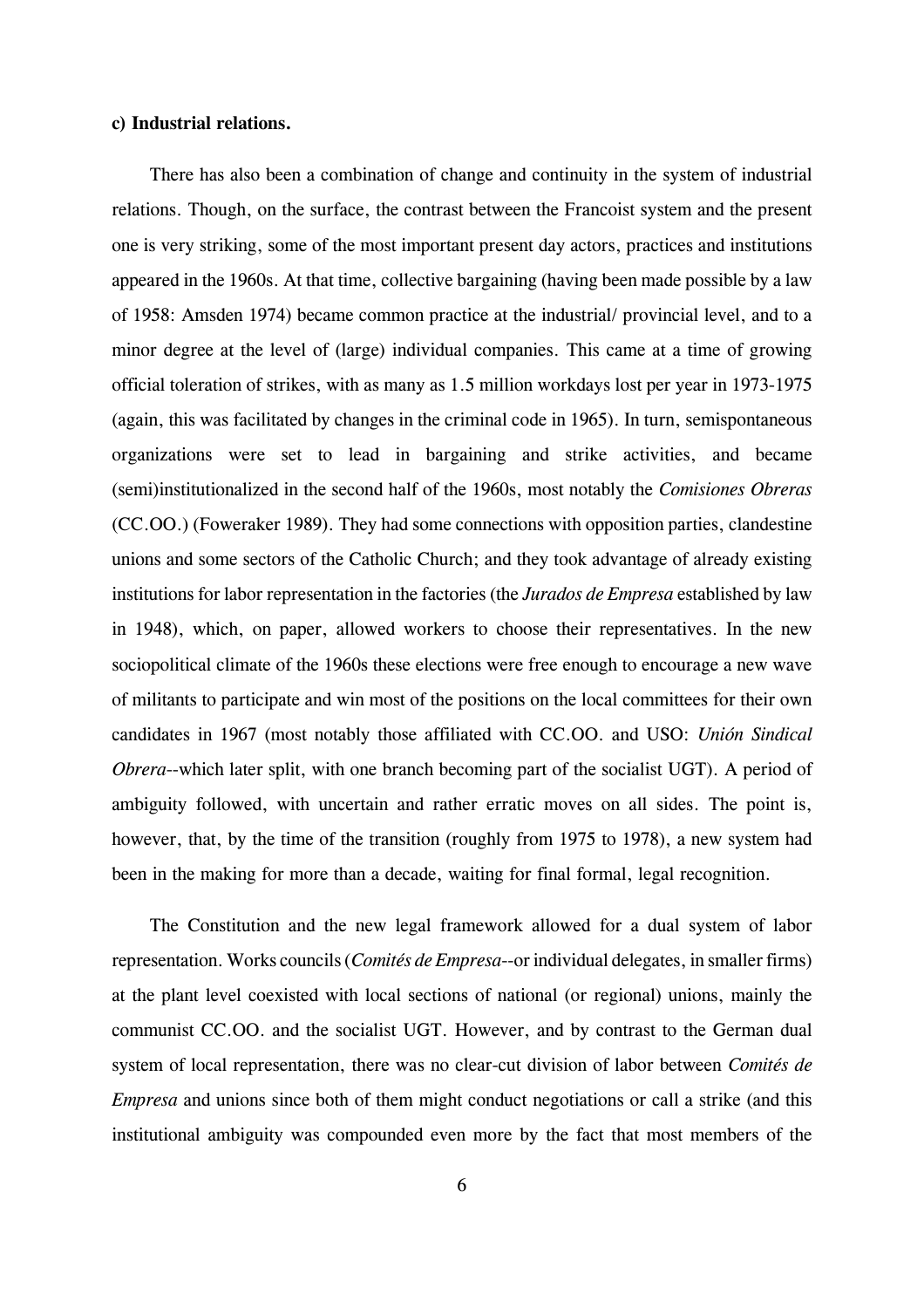**c) Industrial relations.**

There has also been a combination of change and continuity in the system of industrial relations. Though, on the surface, the contrast between the Francoist system and the present one is very striking, some of the most important present day actors, practices and institutions appeared in the 1960s. At that time, collective bargaining (having been made possible by a law of 1958: Amsden 1974) became common practice at the industrial/ provincial level, and to a minor degree at the level of (large) individual companies. This came at a time of growing official toleration of strikes, with as many as 1.5 million workdays lost per year in 1973-1975 (again, this was facilitated by changes in the criminal code in 1965). In turn, semispontaneous organizations were set to lead in bargaining and strike activities, and became (semi)institutionalized in the second half of the 1960s, most notably the *Comisiones Obreras* (CC.OO.) (Foweraker 1989). They had some connections with opposition parties, clandestine unions and some sectors of the Catholic Church; and they took advantage of already existing institutions for labor representation in the factories (the *Jurados de Empresa* established by law in 1948), which, on paper, allowed workers to choose their representatives. In the new sociopolitical climate of the 1960s these elections were free enough to encourage a new wave of militants to participate and win most of the positions on the local committees for their own candidates in 1967 (most notably those affiliated with CC.OO. and USO: *Unión Sindical Obrera*--which later split, with one branch becoming part of the socialist UGT). A period of ambiguity followed, with uncertain and rather erratic moves on all sides. The point is, however, that, by the time of the transition (roughly from 1975 to 1978), a new system had been in the making for more than a decade, waiting for final formal, legal recognition.

The Constitution and the new legal framework allowed for a dual system of labor representation. Works councils (*Comités de Empresa*--or individual delegates, in smaller firms) at the plant level coexisted with local sections of national (or regional) unions, mainly the communist CC.OO. and the socialist UGT. However, and by contrast to the German dual system of local representation, there was no clear-cut division of labor between *Comités de Empresa* and unions since both of them might conduct negotiations or call a strike (and this institutional ambiguity was compounded even more by the fact that most members of the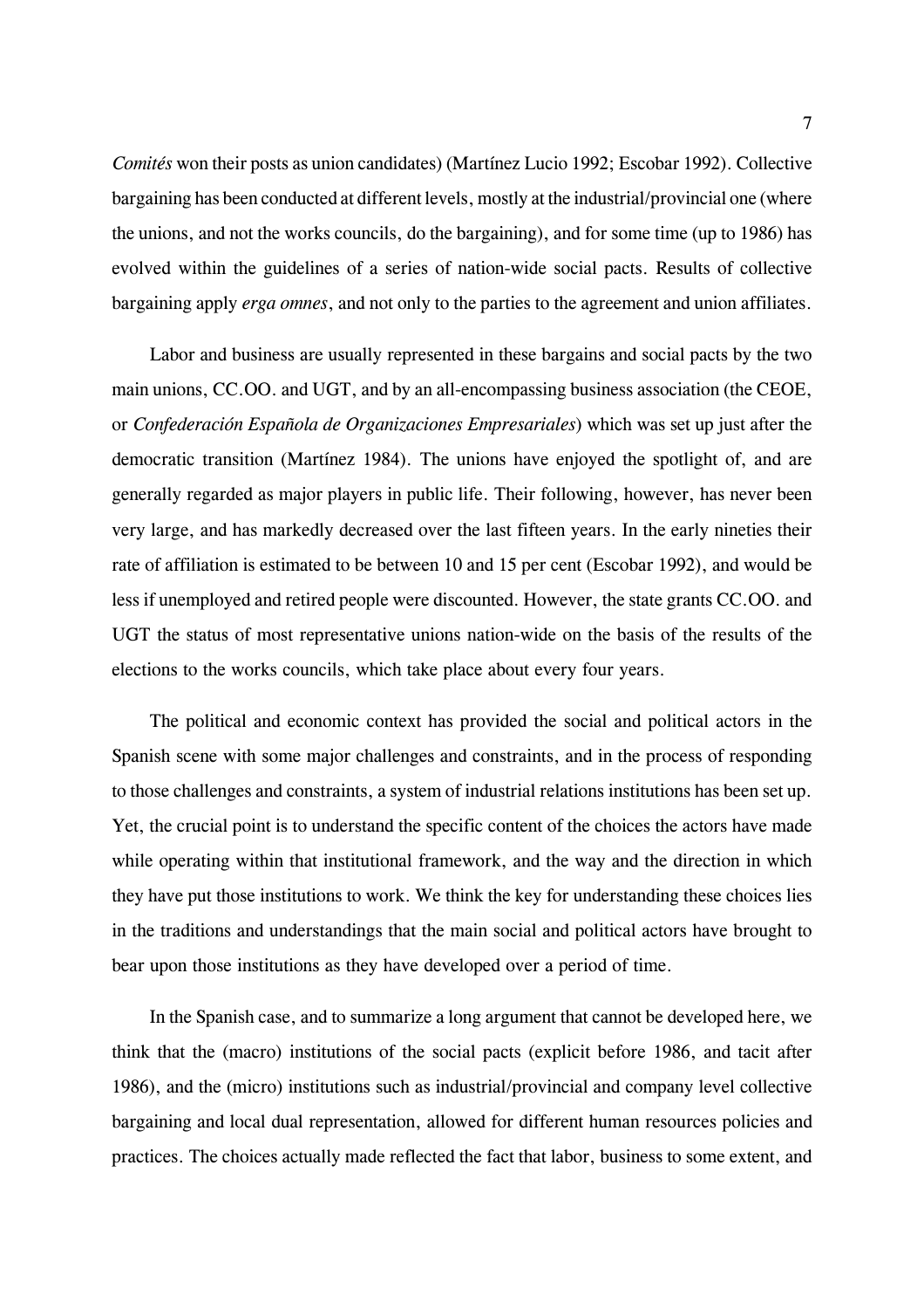*Comités* won their posts as union candidates) (Martínez Lucio 1992; Escobar 1992). Collective bargaining has been conducted at different levels, mostly at the industrial/provincial one (where the unions, and not the works councils, do the bargaining), and for some time (up to 1986) has evolved within the guidelines of a series of nation-wide social pacts. Results of collective bargaining apply *erga omnes*, and not only to the parties to the agreement and union affiliates.

Labor and business are usually represented in these bargains and social pacts by the two main unions, CC.OO. and UGT, and by an all-encompassing business association (the CEOE, or *Confederación Española de Organizaciones Empresariales*) which was set up just after the democratic transition (Martínez 1984). The unions have enjoyed the spotlight of, and are generally regarded as major players in public life. Their following, however, has never been very large, and has markedly decreased over the last fifteen years. In the early nineties their rate of affiliation is estimated to be between 10 and 15 per cent (Escobar 1992), and would be less if unemployed and retired people were discounted. However, the state grants CC.OO. and UGT the status of most representative unions nation-wide on the basis of the results of the elections to the works councils, which take place about every four years.

The political and economic context has provided the social and political actors in the Spanish scene with some major challenges and constraints, and in the process of responding to those challenges and constraints, a system of industrial relations institutions has been set up. Yet, the crucial point is to understand the specific content of the choices the actors have made while operating within that institutional framework, and the way and the direction in which they have put those institutions to work. We think the key for understanding these choices lies in the traditions and understandings that the main social and political actors have brought to bear upon those institutions as they have developed over a period of time.

In the Spanish case, and to summarize a long argument that cannot be developed here, we think that the (macro) institutions of the social pacts (explicit before 1986, and tacit after 1986), and the (micro) institutions such as industrial/provincial and company level collective bargaining and local dual representation, allowed for different human resources policies and practices. The choices actually made reflected the fact that labor, business to some extent, and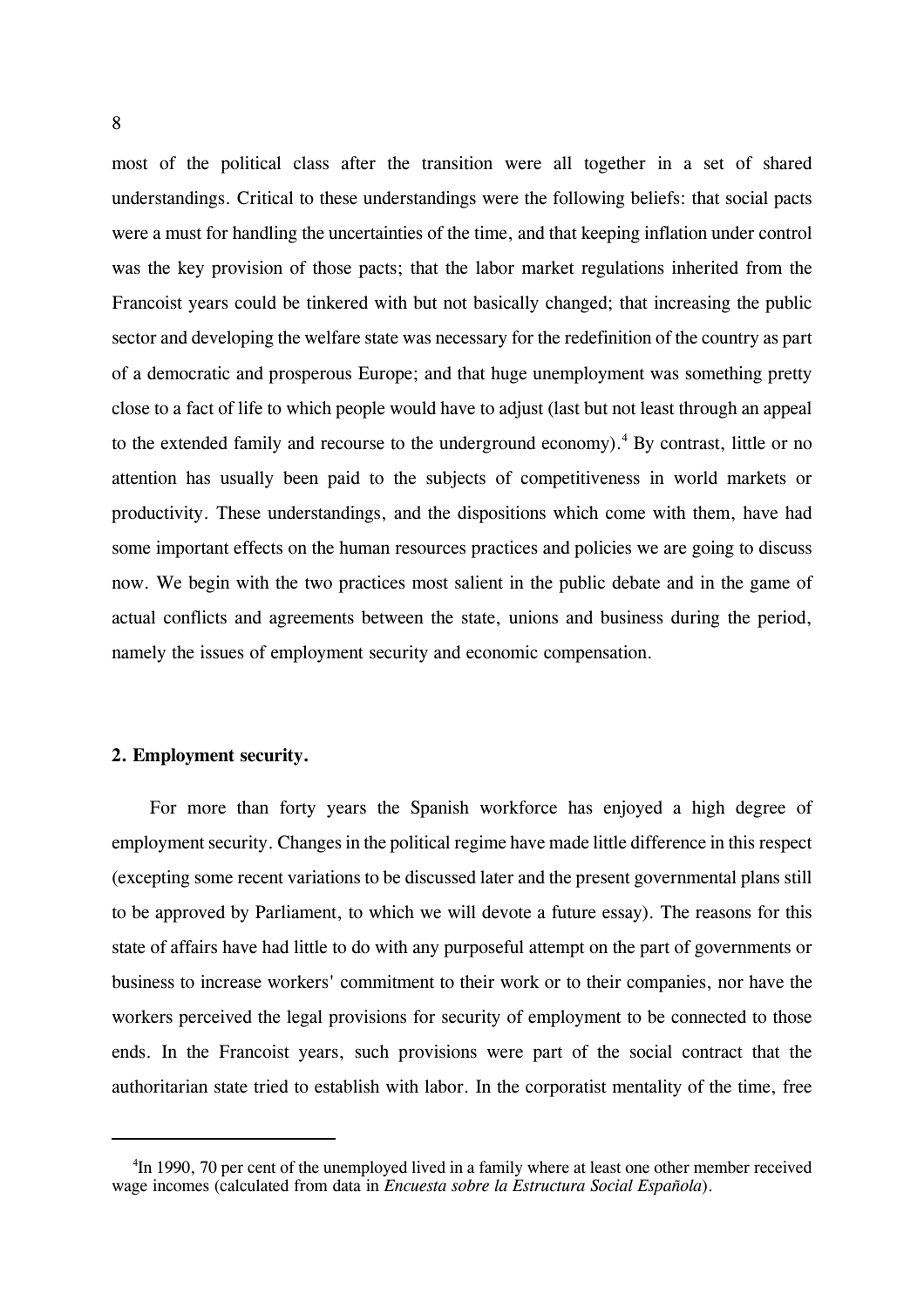most of the political class after the transition were all together in a set of shared understandings. Critical to these understandings were the following beliefs: that social pacts were a must for handling the uncertainties of the time, and that keeping inflation under control was the key provision of those pacts; that the labor market regulations inherited from the Francoist years could be tinkered with but not basically changed; that increasing the public sector and developing the welfare state was necessary for the redefinition of the country as part of a democratic and prosperous Europe; and that huge unemployment was something pretty close to a fact of life to which people would have to adjust (last but not least through an appeal to the extended family and recourse to the underground economy).[4] By contrast, little or no attention has usually been paid to the subjects of competitiveness in world markets or productivity. These understandings, and the dispositions which come with them, have had some important effects on the human resources practices and policies we are going to discuss now. We begin with the two practices most salient in the public debate and in the game of actual conflicts and agreements between the state, unions and business during the period, namely the issues of employment security and economic compensation.

## 2. Employment security.

For more than forty years the Spanish workforce has enjoyed a high degree of employment security. Changes in the political regime have made little difference in this respect (excepting some recent variations to be discussed later and the present governmental plans still to be approved by Parliament, to which we will devote a future essay). The reasons for this state of affairs have had little to do with any purposeful attempt on the part of governments or business to increase workers' commitment to their work or to their companies, nor have the workers perceived the legal provisions for security of employment to be connected to those ends. In the Francoist years, such provisions were part of the social contract that the authoritarian state tried to establish with labor. In the corporatist mentality of the time, free

[4] In 1990, 70 per cent of the unemployed lived in a family where at least one other member received wage incomes (calculated from data in *Encuesta sobre la Estructura Social Española*).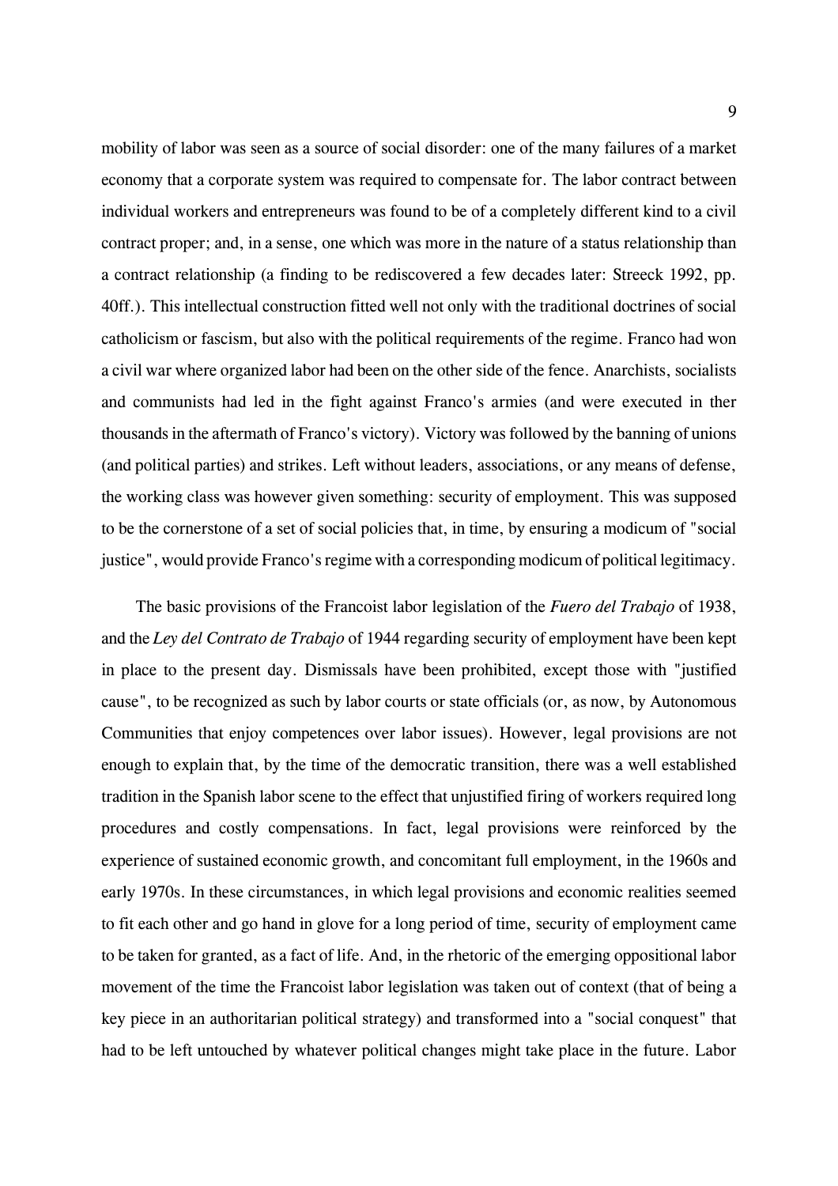mobility of labor was seen as a source of social disorder: one of the many failures of a market economy that a corporate system was required to compensate for. The labor contract between individual workers and entrepreneurs was found to be of a completely different kind to a civil contract proper; and, in a sense, one which was more in the nature of a status relationship than a contract relationship (a finding to be rediscovered a few decades later: Streeck 1992, pp. 40ff.). This intellectual construction fitted well not only with the traditional doctrines of social catholicism or fascism, but also with the political requirements of the regime. Franco had won a civil war where organized labor had been on the other side of the fence. Anarchists, socialists and communists had led in the fight against Franco's armies (and were executed in ther thousands in the aftermath of Franco's victory). Victory was followed by the banning of unions (and political parties) and strikes. Left without leaders, associations, or any means of defense, the working class was however given something: security of employment. This was supposed to be the cornerstone of a set of social policies that, in time, by ensuring a modicum of "social justice", would provide Franco's regime with a corresponding modicum of political legitimacy.

The basic provisions of the Francoist labor legislation of the *Fuero del Trabajo* of 1938, and the *Ley del Contrato de Trabajo* of 1944 regarding security of employment have been kept in place to the present day. Dismissals have been prohibited, except those with "justified cause", to be recognized as such by labor courts or state officials (or, as now, by Autonomous Communities that enjoy competences over labor issues). However, legal provisions are not enough to explain that, by the time of the democratic transition, there was a well established tradition in the Spanish labor scene to the effect that unjustified firing of workers required long procedures and costly compensations. In fact, legal provisions were reinforced by the experience of sustained economic growth, and concomitant full employment, in the 1960s and early 1970s. In these circumstances, in which legal provisions and economic realities seemed to fit each other and go hand in glove for a long period of time, security of employment came to be taken for granted, as a fact of life. And, in the rhetoric of the emerging oppositional labor movement of the time the Francoist labor legislation was taken out of context (that of being a key piece in an authoritarian political strategy) and transformed into a "social conquest" that had to be left untouched by whatever political changes might take place in the future. Labor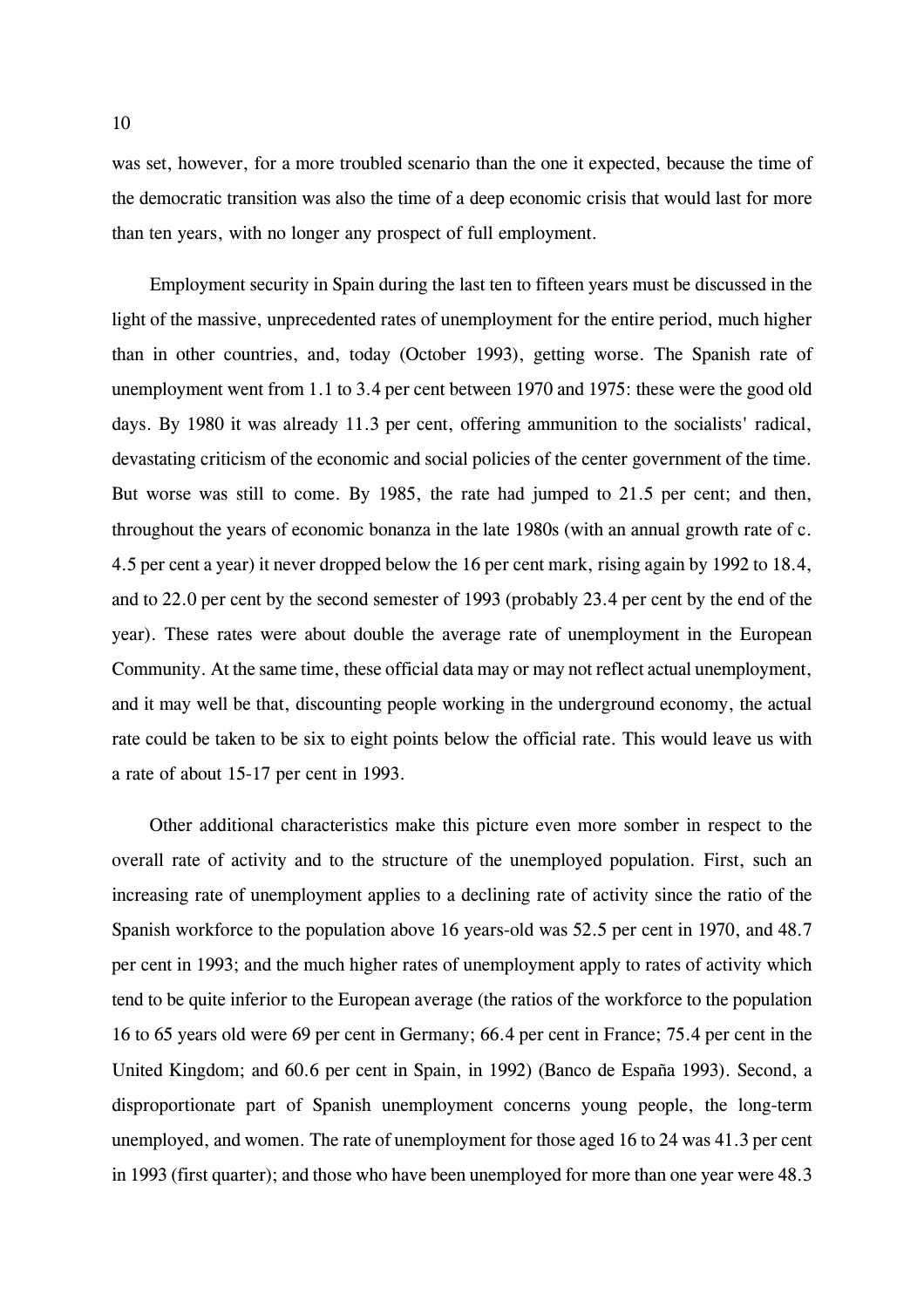was set, however, for a more troubled scenario than the one it expected, because the time of the democratic transition was also the time of a deep economic crisis that would last for more than ten years, with no longer any prospect of full employment.

Employment security in Spain during the last ten to fifteen years must be discussed in the light of the massive, unprecedented rates of unemployment for the entire period, much higher than in other countries, and, today (October 1993), getting worse. The Spanish rate of unemployment went from 1.1 to 3.4 per cent between 1970 and 1975: these were the good old days. By 1980 it was already 11.3 per cent, offering ammunition to the socialists' radical, devastating criticism of the economic and social policies of the center government of the time. But worse was still to come. By 1985, the rate had jumped to 21.5 per cent; and then, throughout the years of economic bonanza in the late 1980s (with an annual growth rate of c. 4.5 per cent a year) it never dropped below the 16 per cent mark, rising again by 1992 to 18.4, and to 22.0 per cent by the second semester of 1993 (probably 23.4 per cent by the end of the year). These rates were about double the average rate of unemployment in the European Community. At the same time, these official data may or may not reflect actual unemployment, and it may well be that, discounting people working in the underground economy, the actual rate could be taken to be six to eight points below the official rate. This would leave us with a rate of about 15-17 per cent in 1993.

Other additional characteristics make this picture even more somber in respect to the overall rate of activity and to the structure of the unemployed population. First, such an increasing rate of unemployment applies to a declining rate of activity since the ratio of the Spanish workforce to the population above 16 years-old was 52.5 per cent in 1970, and 48.7 per cent in 1993; and the much higher rates of unemployment apply to rates of activity which tend to be quite inferior to the European average (the ratios of the workforce to the population 16 to 65 years old were 69 per cent in Germany; 66.4 per cent in France; 75.4 per cent in the United Kingdom; and 60.6 per cent in Spain, in 1992) (Banco de España 1993). Second, a disproportionate part of Spanish unemployment concerns young people, the long-term unemployed, and women. The rate of unemployment for those aged 16 to 24 was 41.3 per cent in 1993 (first quarter); and those who have been unemployed for more than one year were 48.3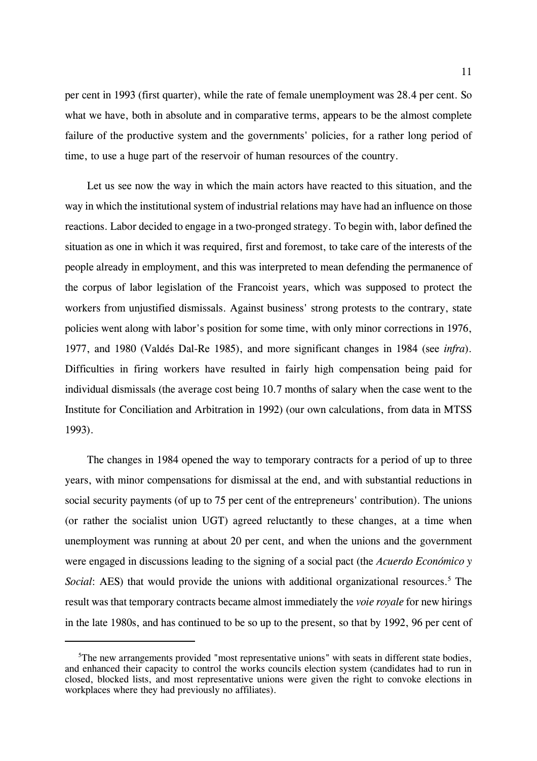per cent in 1993 (first quarter), while the rate of female unemployment was 28.4 per cent. So what we have, both in absolute and in comparative terms, appears to be the almost complete failure of the productive system and the governments' policies, for a rather long period of time, to use a huge part of the reservoir of human resources of the country.

Let us see now the way in which the main actors have reacted to this situation, and the way in which the institutional system of industrial relations may have had an influence on those reactions. Labor decided to engage in a two-pronged strategy. To begin with, labor defined the situation as one in which it was required, first and foremost, to take care of the interests of the people already in employment, and this was interpreted to mean defending the permanence of the corpus of labor legislation of the Francoist years, which was supposed to protect the workers from unjustified dismissals. Against business' strong protests to the contrary, state policies went along with labor's position for some time, with only minor corrections in 1976, 1977, and 1980 (Valdés Dal-Re 1985), and more significant changes in 1984 (see *infra*). Difficulties in firing workers have resulted in fairly high compensation being paid for individual dismissals (the average cost being 10.7 months of salary when the case went to the Institute for Conciliation and Arbitration in 1992) (our own calculations, from data in MTSS 1993).

The changes in 1984 opened the way to temporary contracts for a period of up to three years, with minor compensations for dismissal at the end, and with substantial reductions in social security payments (of up to 75 per cent of the entrepreneurs' contribution). The unions (or rather the socialist union UGT) agreed reluctantly to these changes, at a time when unemployment was running at about 20 per cent, and when the unions and the government were engaged in discussions leading to the signing of a social pact (the *Acuerdo Económico y Social*: AES) that would provide the unions with additional organizational resources.[5] The result was that temporary contracts became almost immediately the *voie royale* for new hirings in the late 1980s, and has continued to be so up to the present, so that by 1992, 96 per cent of

[5] The new arrangements provided "most representative unions" with seats in different state bodies, and enhanced their capacity to control the works councils election system (candidates had to run in closed, blocked lists, and most representative unions were given the right to convoke elections in workplaces where they had previously no affiliates).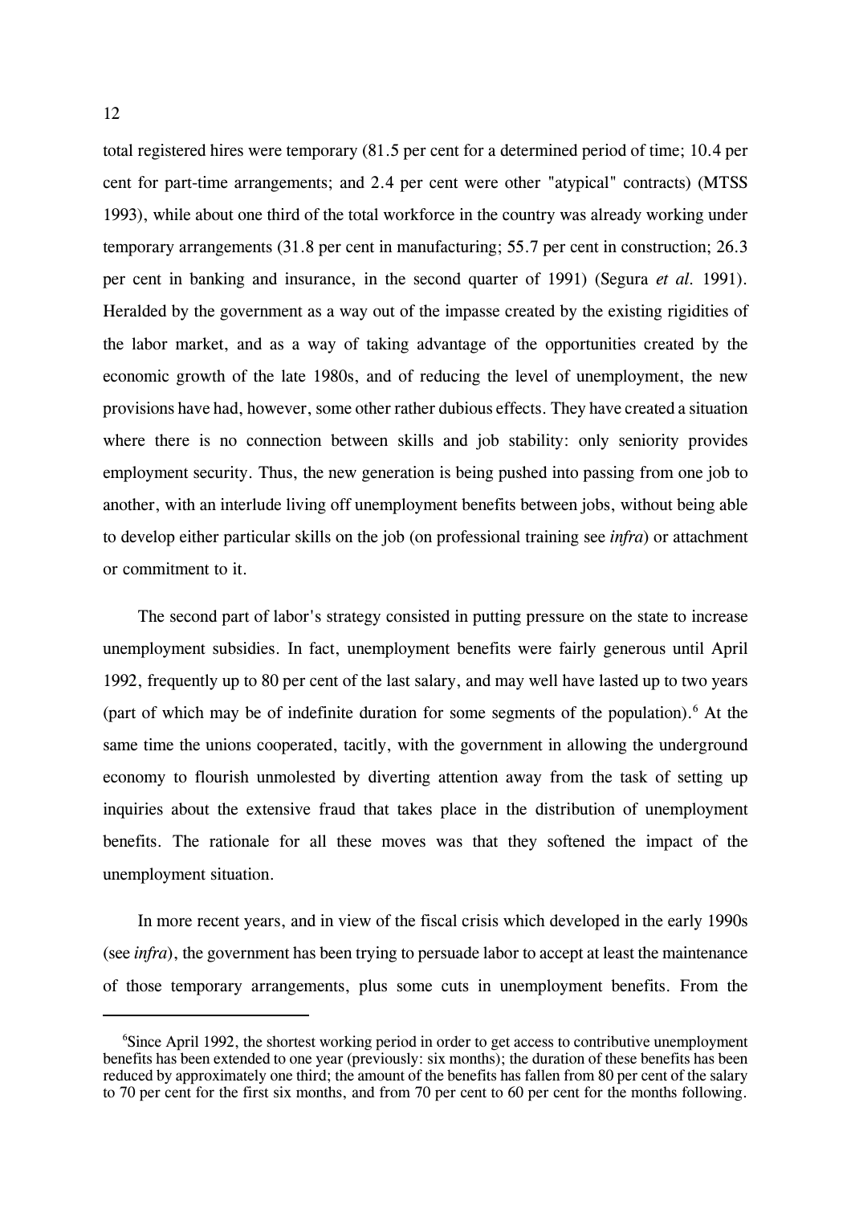total registered hires were temporary (81.5 per cent for a determined period of time; 10.4 per cent for part-time arrangements; and 2.4 per cent were other "atypical" contracts) (MTSS 1993), while about one third of the total workforce in the country was already working under temporary arrangements (31.8 per cent in manufacturing; 55.7 per cent in construction; 26.3 per cent in banking and insurance, in the second quarter of 1991) (Segura *et al.* 1991). Heralded by the government as a way out of the impasse created by the existing rigidities of the labor market, and as a way of taking advantage of the opportunities created by the economic growth of the late 1980s, and of reducing the level of unemployment, the new provisions have had, however, some other rather dubious effects. They have created a situation where there is no connection between skills and job stability: only seniority provides employment security. Thus, the new generation is being pushed into passing from one job to another, with an interlude living off unemployment benefits between jobs, without being able to develop either particular skills on the job (on professional training see *infra*) or attachment or commitment to it.

The second part of labor's strategy consisted in putting pressure on the state to increase unemployment subsidies. In fact, unemployment benefits were fairly generous until April 1992, frequently up to 80 per cent of the last salary, and may well have lasted up to two years (part of which may be of indefinite duration for some segments of the population).[6] At the same time the unions cooperated, tacitly, with the government in allowing the underground economy to flourish unmolested by diverting attention away from the task of setting up inquiries about the extensive fraud that takes place in the distribution of unemployment benefits. The rationale for all these moves was that they softened the impact of the unemployment situation.

In more recent years, and in view of the fiscal crisis which developed in the early 1990s (see *infra*), the government has been trying to persuade labor to accept at least the maintenance of those temporary arrangements, plus some cuts in unemployment benefits. From the

---

[6]Since April 1992, the shortest working period in order to get access to contributive unemployment benefits has been extended to one year (previously: six months); the duration of these benefits has been reduced by approximately one third; the amount of the benefits has fallen from 80 per cent of the salary to 70 per cent for the first six months, and from 70 per cent to 60 per cent for the months following.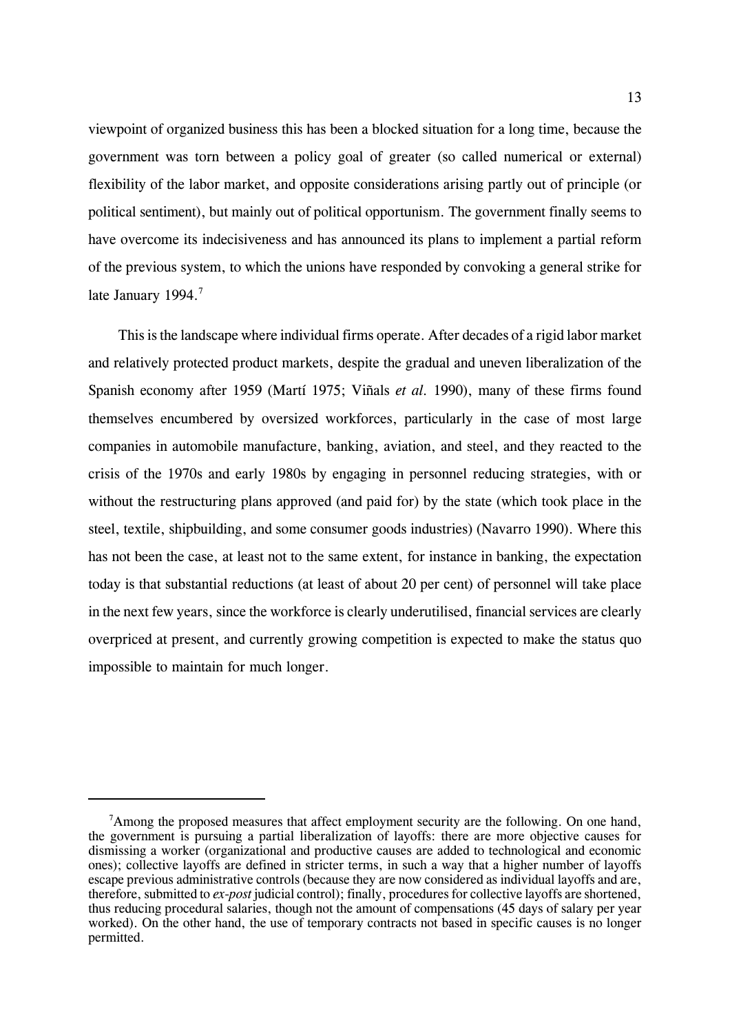viewpoint of organized business this has been a blocked situation for a long time, because the government was torn between a policy goal of greater (so called numerical or external) flexibility of the labor market, and opposite considerations arising partly out of principle (or political sentiment), but mainly out of political opportunism. The government finally seems to have overcome its indecisiveness and has announced its plans to implement a partial reform of the previous system, to which the unions have responded by convoking a general strike for late January 1994.[7]

This is the landscape where individual firms operate. After decades of a rigid labor market and relatively protected product markets, despite the gradual and uneven liberalization of the Spanish economy after 1959 (Martí 1975; Viñals *et al.* 1990), many of these firms found themselves encumbered by oversized workforces, particularly in the case of most large companies in automobile manufacture, banking, aviation, and steel, and they reacted to the crisis of the 1970s and early 1980s by engaging in personnel reducing strategies, with or without the restructuring plans approved (and paid for) by the state (which took place in the steel, textile, shipbuilding, and some consumer goods industries) (Navarro 1990). Where this has not been the case, at least not to the same extent, for instance in banking, the expectation today is that substantial reductions (at least of about 20 per cent) of personnel will take place in the next few years, since the workforce is clearly underutilised, financial services are clearly overpriced at present, and currently growing competition is expected to make the status quo impossible to maintain for much longer.

---

[7] Among the proposed measures that affect employment security are the following. On one hand, the government is pursuing a partial liberalization of layoffs: there are more objective causes for dismissing a worker (organizational and productive causes are added to technological and economic ones); collective layoffs are defined in stricter terms, in such a way that a higher number of layoffs escape previous administrative controls (because they are now considered as individual layoffs and are, therefore, submitted to *ex-post* judicial control); finally, procedures for collective layoffs are shortened, thus reducing procedural salaries, though not the amount of compensations (45 days of salary per year worked). On the other hand, the use of temporary contracts not based in specific causes is no longer permitted.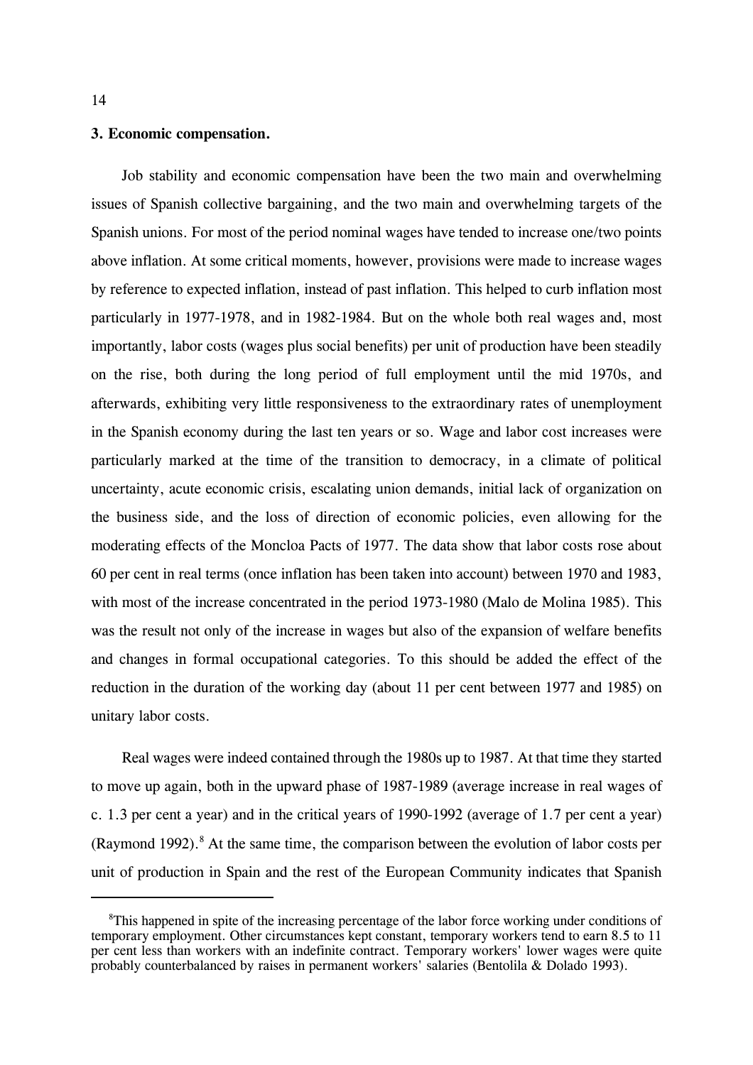### 3. Economic compensation.

Job stability and economic compensation have been the two main and overwhelming issues of Spanish collective bargaining, and the two main and overwhelming targets of the Spanish unions. For most of the period nominal wages have tended to increase one/two points above inflation. At some critical moments, however, provisions were made to increase wages by reference to expected inflation, instead of past inflation. This helped to curb inflation most particularly in 1977-1978, and in 1982-1984. But on the whole both real wages and, most importantly, labor costs (wages plus social benefits) per unit of production have been steadily on the rise, both during the long period of full employment until the mid 1970s, and afterwards, exhibiting very little responsiveness to the extraordinary rates of unemployment in the Spanish economy during the last ten years or so. Wage and labor cost increases were particularly marked at the time of the transition to democracy, in a climate of political uncertainty, acute economic crisis, escalating union demands, initial lack of organization on the business side, and the loss of direction of economic policies, even allowing for the moderating effects of the Moncloa Pacts of 1977. The data show that labor costs rose about 60 per cent in real terms (once inflation has been taken into account) between 1970 and 1983, with most of the increase concentrated in the period 1973-1980 (Malo de Molina 1985). This was the result not only of the increase in wages but also of the expansion of welfare benefits and changes in formal occupational categories. To this should be added the effect of the reduction in the duration of the working day (about 11 per cent between 1977 and 1985) on unitary labor costs.

Real wages were indeed contained through the 1980s up to 1987. At that time they started to move up again, both in the upward phase of 1987-1989 (average increase in real wages of c. 1.3 per cent a year) and in the critical years of 1990-1992 (average of 1.7 per cent a year) (Raymond 1992).[8] At the same time, the comparison between the evolution of labor costs per unit of production in Spain and the rest of the European Community indicates that Spanish

---

[8] This happened in spite of the increasing percentage of the labor force working under conditions of temporary employment. Other circumstances kept constant, temporary workers tend to earn 8.5 to 11 per cent less than workers with an indefinite contract. Temporary workers' lower wages were quite probably counterbalanced by raises in permanent workers' salaries (Bentolila & Dolado 1993).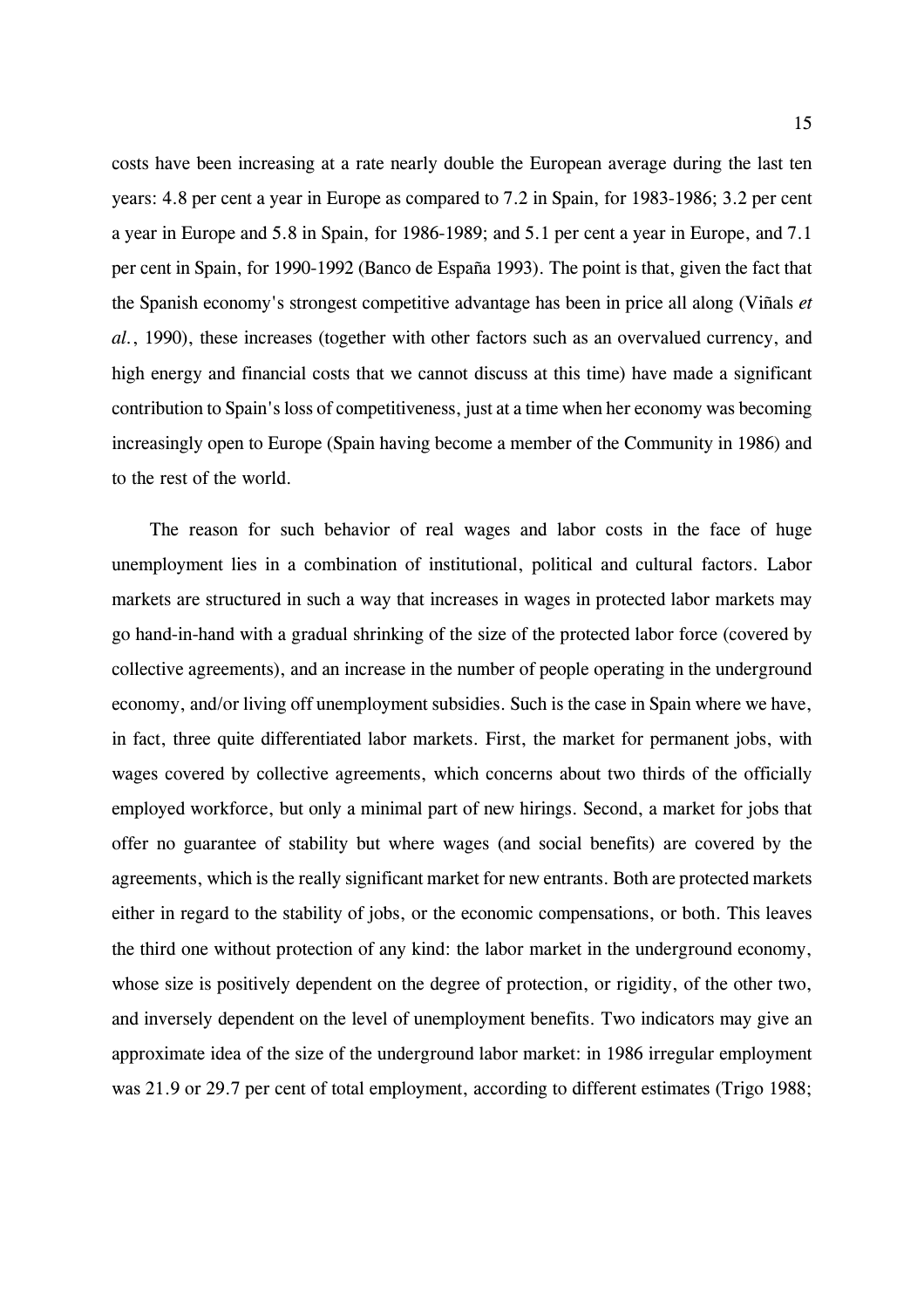costs have been increasing at a rate nearly double the European average during the last ten years: 4.8 per cent a year in Europe as compared to 7.2 in Spain, for 1983-1986; 3.2 per cent a year in Europe and 5.8 in Spain, for 1986-1989; and 5.1 per cent a year in Europe, and 7.1 per cent in Spain, for 1990-1992 (Banco de España 1993). The point is that, given the fact that the Spanish economy's strongest competitive advantage has been in price all along (Viñals *et al.*, 1990), these increases (together with other factors such as an overvalued currency, and high energy and financial costs that we cannot discuss at this time) have made a significant contribution to Spain's loss of competitiveness, just at a time when her economy was becoming increasingly open to Europe (Spain having become a member of the Community in 1986) and to the rest of the world.

The reason for such behavior of real wages and labor costs in the face of huge unemployment lies in a combination of institutional, political and cultural factors. Labor markets are structured in such a way that increases in wages in protected labor markets may go hand-in-hand with a gradual shrinking of the size of the protected labor force (covered by collective agreements), and an increase in the number of people operating in the underground economy, and/or living off unemployment subsidies. Such is the case in Spain where we have, in fact, three quite differentiated labor markets. First, the market for permanent jobs, with wages covered by collective agreements, which concerns about two thirds of the officially employed workforce, but only a minimal part of new hirings. Second, a market for jobs that offer no guarantee of stability but where wages (and social benefits) are covered by the agreements, which is the really significant market for new entrants. Both are protected markets either in regard to the stability of jobs, or the economic compensations, or both. This leaves the third one without protection of any kind: the labor market in the underground economy, whose size is positively dependent on the degree of protection, or rigidity, of the other two, and inversely dependent on the level of unemployment benefits. Two indicators may give an approximate idea of the size of the underground labor market: in 1986 irregular employment was 21.9 or 29.7 per cent of total employment, according to different estimates (Trigo 1988;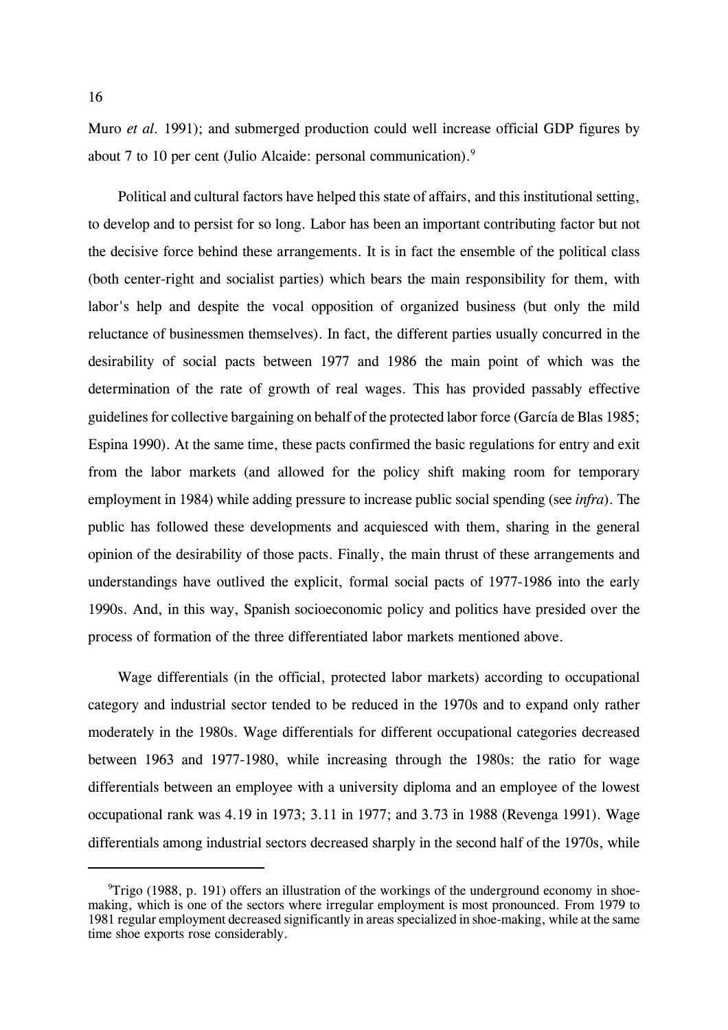Muro *et al.* 1991); and submerged production could well increase official GDP figures by about 7 to 10 per cent (Julio Alcaide: personal communication).[9]

Political and cultural factors have helped this state of affairs, and this institutional setting, to develop and to persist for so long. Labor has been an important contributing factor but not the decisive force behind these arrangements. It is in fact the ensemble of the political class (both center-right and socialist parties) which bears the main responsibility for them, with labor's help and despite the vocal opposition of organized business (but only the mild reluctance of businessmen themselves). In fact, the different parties usually concurred in the desirability of social pacts between 1977 and 1986 the main point of which was the determination of the rate of growth of real wages. This has provided passably effective guidelines for collective bargaining on behalf of the protected labor force (García de Blas 1985; Espina 1990). At the same time, these pacts confirmed the basic regulations for entry and exit from the labor markets (and allowed for the policy shift making room for temporary employment in 1984) while adding pressure to increase public social spending (see *infra*). The public has followed these developments and acquiesced with them, sharing in the general opinion of the desirability of those pacts. Finally, the main thrust of these arrangements and understandings have outlived the explicit, formal social pacts of 1977-1986 into the early 1990s. And, in this way, Spanish socioeconomic policy and politics have presided over the process of formation of the three differentiated labor markets mentioned above.

Wage differentials (in the official, protected labor markets) according to occupational category and industrial sector tended to be reduced in the 1970s and to expand only rather moderately in the 1980s. Wage differentials for different occupational categories decreased between 1963 and 1977-1980, while increasing through the 1980s: the ratio for wage differentials between an employee with a university diploma and an employee of the lowest occupational rank was 4.19 in 1973; 3.11 in 1977; and 3.73 in 1988 (Revenga 1991). Wage differentials among industrial sectors decreased sharply in the second half of the 1970s, while

[9] Trigo (1988, p. 191) offers an illustration of the workings of the underground economy in shoe-making, which is one of the sectors where irregular employment is most pronounced. From 1979 to 1981 regular employment decreased significantly in areas specialized in shoe-making, while at the same time shoe exports rose considerably.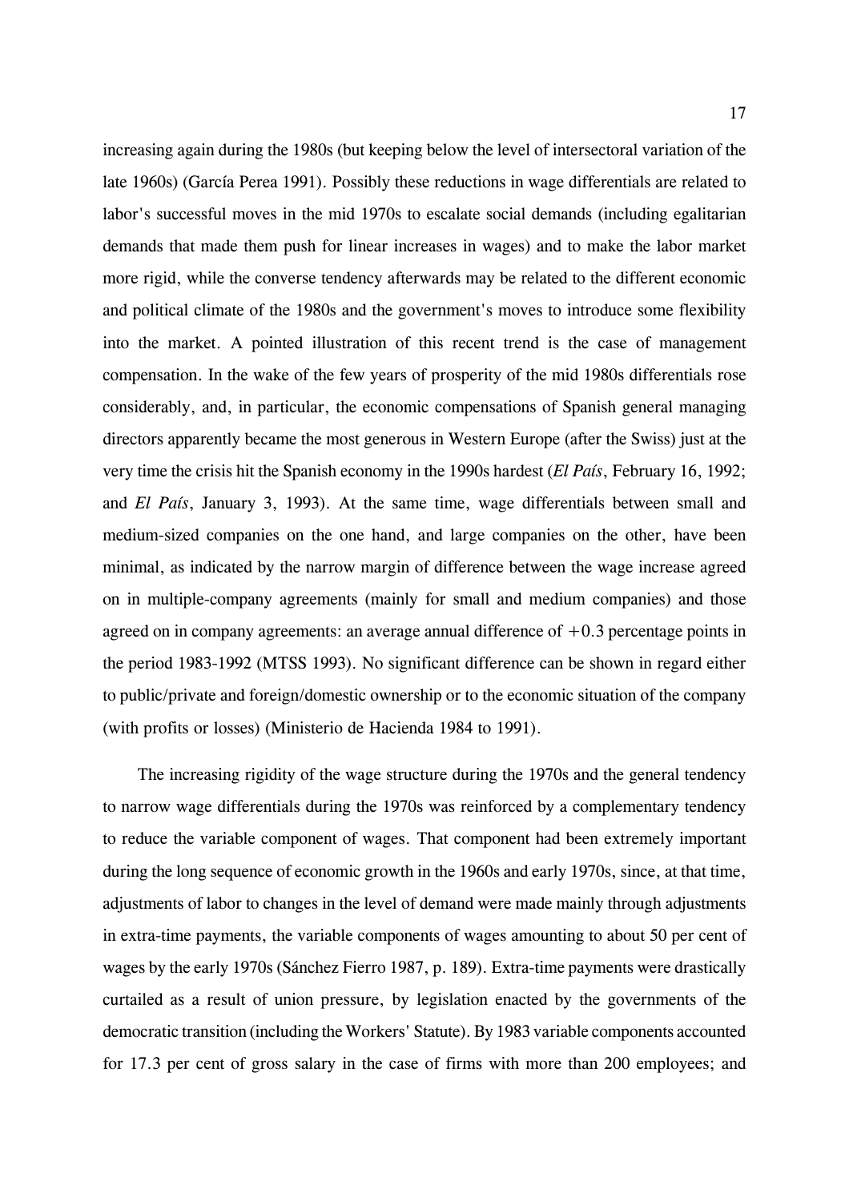increasing again during the 1980s (but keeping below the level of intersectoral variation of the late 1960s) (García Perea 1991). Possibly these reductions in wage differentials are related to labor's successful moves in the mid 1970s to escalate social demands (including egalitarian demands that made them push for linear increases in wages) and to make the labor market more rigid, while the converse tendency afterwards may be related to the different economic and political climate of the 1980s and the government's moves to introduce some flexibility into the market. A pointed illustration of this recent trend is the case of management compensation. In the wake of the few years of prosperity of the mid 1980s differentials rose considerably, and, in particular, the economic compensations of Spanish general managing directors apparently became the most generous in Western Europe (after the Swiss) just at the very time the crisis hit the Spanish economy in the 1990s hardest (*El País*, February 16, 1992; and *El País*, January 3, 1993). At the same time, wage differentials between small and medium-sized companies on the one hand, and large companies on the other, have been minimal, as indicated by the narrow margin of difference between the wage increase agreed on in multiple-company agreements (mainly for small and medium companies) and those agreed on in company agreements: an average annual difference of +0.3 percentage points in the period 1983-1992 (MTSS 1993). No significant difference can be shown in regard either to public/private and foreign/domestic ownership or to the economic situation of the company (with profits or losses) (Ministerio de Hacienda 1984 to 1991).

The increasing rigidity of the wage structure during the 1970s and the general tendency to narrow wage differentials during the 1970s was reinforced by a complementary tendency to reduce the variable component of wages. That component had been extremely important during the long sequence of economic growth in the 1960s and early 1970s, since, at that time, adjustments of labor to changes in the level of demand were made mainly through adjustments in extra-time payments, the variable components of wages amounting to about 50 per cent of wages by the early 1970s (Sánchez Fierro 1987, p. 189). Extra-time payments were drastically curtailed as a result of union pressure, by legislation enacted by the governments of the democratic transition (including the Workers' Statute). By 1983 variable components accounted for 17.3 per cent of gross salary in the case of firms with more than 200 employees; and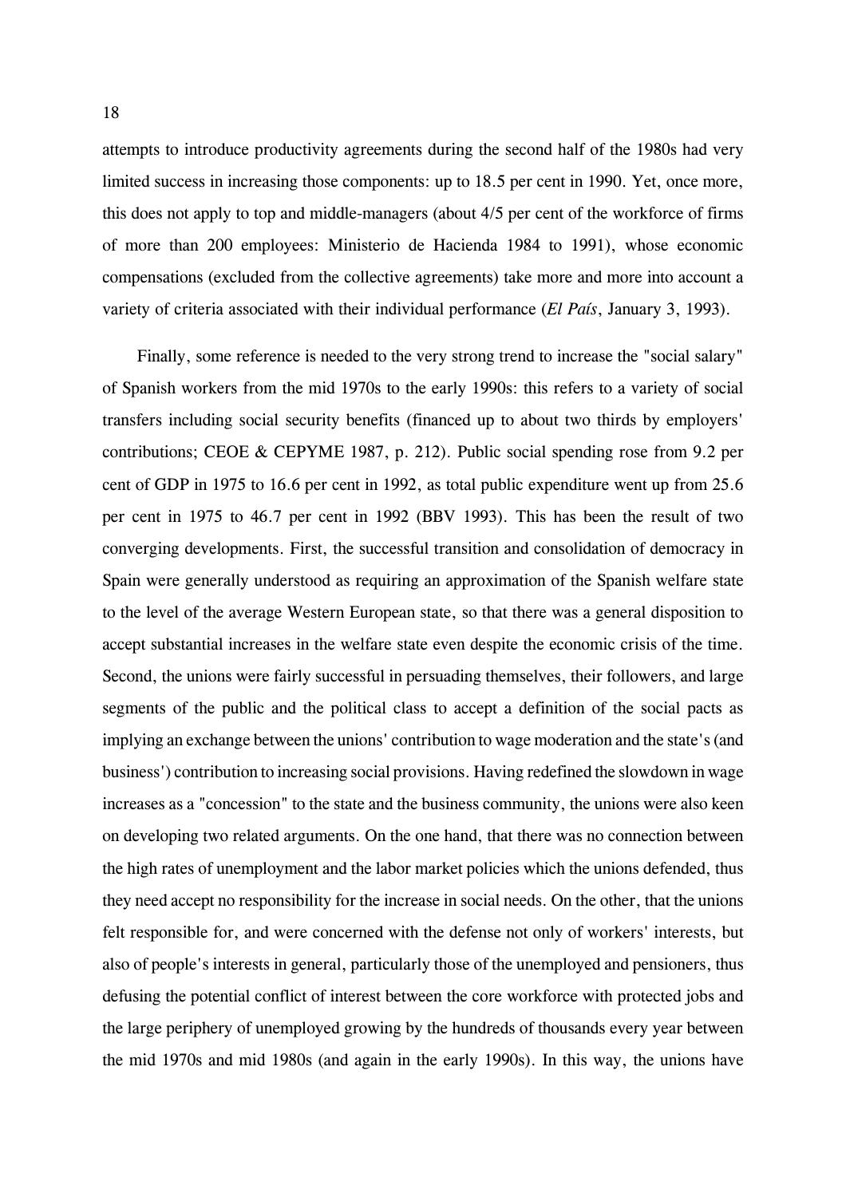attempts to introduce productivity agreements during the second half of the 1980s had very limited success in increasing those components: up to 18.5 per cent in 1990. Yet, once more, this does not apply to top and middle-managers (about 4/5 per cent of the workforce of firms of more than 200 employees: Ministerio de Hacienda 1984 to 1991), whose economic compensations (excluded from the collective agreements) take more and more into account a variety of criteria associated with their individual performance (*El País*, January 3, 1993).

Finally, some reference is needed to the very strong trend to increase the "social salary" of Spanish workers from the mid 1970s to the early 1990s: this refers to a variety of social transfers including social security benefits (financed up to about two thirds by employers' contributions; CEOE & CEPYME 1987, p. 212). Public social spending rose from 9.2 per cent of GDP in 1975 to 16.6 per cent in 1992, as total public expenditure went up from 25.6 per cent in 1975 to 46.7 per cent in 1992 (BBV 1993). This has been the result of two converging developments. First, the successful transition and consolidation of democracy in Spain were generally understood as requiring an approximation of the Spanish welfare state to the level of the average Western European state, so that there was a general disposition to accept substantial increases in the welfare state even despite the economic crisis of the time. Second, the unions were fairly successful in persuading themselves, their followers, and large segments of the public and the political class to accept a definition of the social pacts as implying an exchange between the unions' contribution to wage moderation and the state's (and business') contribution to increasing social provisions. Having redefined the slowdown in wage increases as a "concession" to the state and the business community, the unions were also keen on developing two related arguments. On the one hand, that there was no connection between the high rates of unemployment and the labor market policies which the unions defended, thus they need accept no responsibility for the increase in social needs. On the other, that the unions felt responsible for, and were concerned with the defense not only of workers' interests, but also of people's interests in general, particularly those of the unemployed and pensioners, thus defusing the potential conflict of interest between the core workforce with protected jobs and the large periphery of unemployed growing by the hundreds of thousands every year between the mid 1970s and mid 1980s (and again in the early 1990s). In this way, the unions have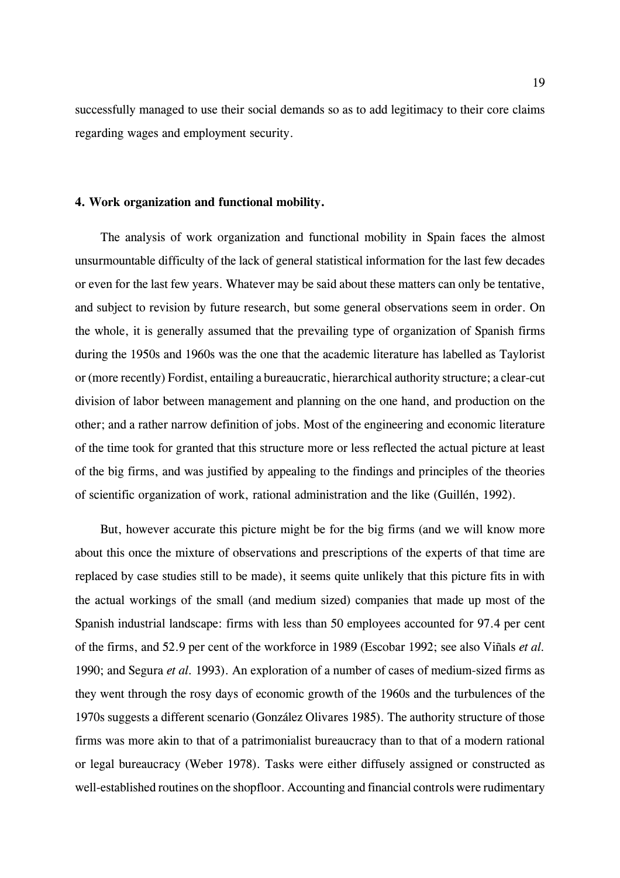successfully managed to use their social demands so as to add legitimacy to their core claims regarding wages and employment security.

## 4. Work organization and functional mobility.

The analysis of work organization and functional mobility in Spain faces the almost unsurmountable difficulty of the lack of general statistical information for the last few decades or even for the last few years. Whatever may be said about these matters can only be tentative, and subject to revision by future research, but some general observations seem in order. On the whole, it is generally assumed that the prevailing type of organization of Spanish firms during the 1950s and 1960s was the one that the academic literature has labelled as Taylorist or (more recently) Fordist, entailing a bureaucratic, hierarchical authority structure; a clear-cut division of labor between management and planning on the one hand, and production on the other; and a rather narrow definition of jobs. Most of the engineering and economic literature of the time took for granted that this structure more or less reflected the actual picture at least of the big firms, and was justified by appealing to the findings and principles of the theories of scientific organization of work, rational administration and the like (Guillén, 1992).

But, however accurate this picture might be for the big firms (and we will know more about this once the mixture of observations and prescriptions of the experts of that time are replaced by case studies still to be made), it seems quite unlikely that this picture fits in with the actual workings of the small (and medium sized) companies that made up most of the Spanish industrial landscape: firms with less than 50 employees accounted for 97.4 per cent of the firms, and 52.9 per cent of the workforce in 1989 (Escobar 1992; see also Viñals *et al.* 1990; and Segura *et al.* 1993). An exploration of a number of cases of medium-sized firms as they went through the rosy days of economic growth of the 1960s and the turbulences of the 1970s suggests a different scenario (González Olivares 1985). The authority structure of those firms was more akin to that of a patrimonialist bureaucracy than to that of a modern rational or legal bureaucracy (Weber 1978). Tasks were either diffusely assigned or constructed as well-established routines on the shopfloor. Accounting and financial controls were rudimentary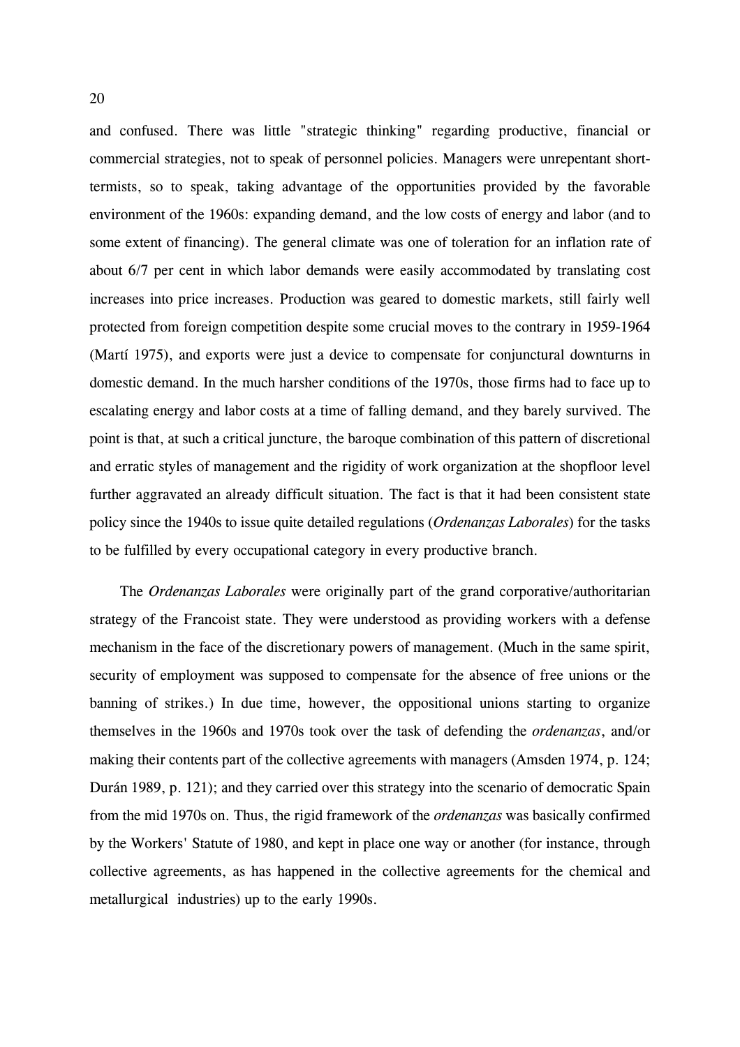and confused. There was little "strategic thinking" regarding productive, financial or commercial strategies, not to speak of personnel policies. Managers were unrepentant short-termists, so to speak, taking advantage of the opportunities provided by the favorable environment of the 1960s: expanding demand, and the low costs of energy and labor (and to some extent of financing). The general climate was one of toleration for an inflation rate of about 6/7 per cent in which labor demands were easily accommodated by translating cost increases into price increases. Production was geared to domestic markets, still fairly well protected from foreign competition despite some crucial moves to the contrary in 1959-1964 (Martí 1975), and exports were just a device to compensate for conjunctural downturns in domestic demand. In the much harsher conditions of the 1970s, those firms had to face up to escalating energy and labor costs at a time of falling demand, and they barely survived. The point is that, at such a critical juncture, the baroque combination of this pattern of discretional and erratic styles of management and the rigidity of work organization at the shopfloor level further aggravated an already difficult situation. The fact is that it had been consistent state policy since the 1940s to issue quite detailed regulations (*Ordenanzas Laborales*) for the tasks to be fulfilled by every occupational category in every productive branch.

The *Ordenanzas Laborales* were originally part of the grand corporative/authoritarian strategy of the Francoist state. They were understood as providing workers with a defense mechanism in the face of the discretionary powers of management. (Much in the same spirit, security of employment was supposed to compensate for the absence of free unions or the banning of strikes.) In due time, however, the oppositional unions starting to organize themselves in the 1960s and 1970s took over the task of defending the *ordenanzas*, and/or making their contents part of the collective agreements with managers (Amsden 1974, p. 124; Durán 1989, p. 121); and they carried over this strategy into the scenario of democratic Spain from the mid 1970s on. Thus, the rigid framework of the *ordenanzas* was basically confirmed by the Workers' Statute of 1980, and kept in place one way or another (for instance, through collective agreements, as has happened in the collective agreements for the chemical and metallurgical industries) up to the early 1990s.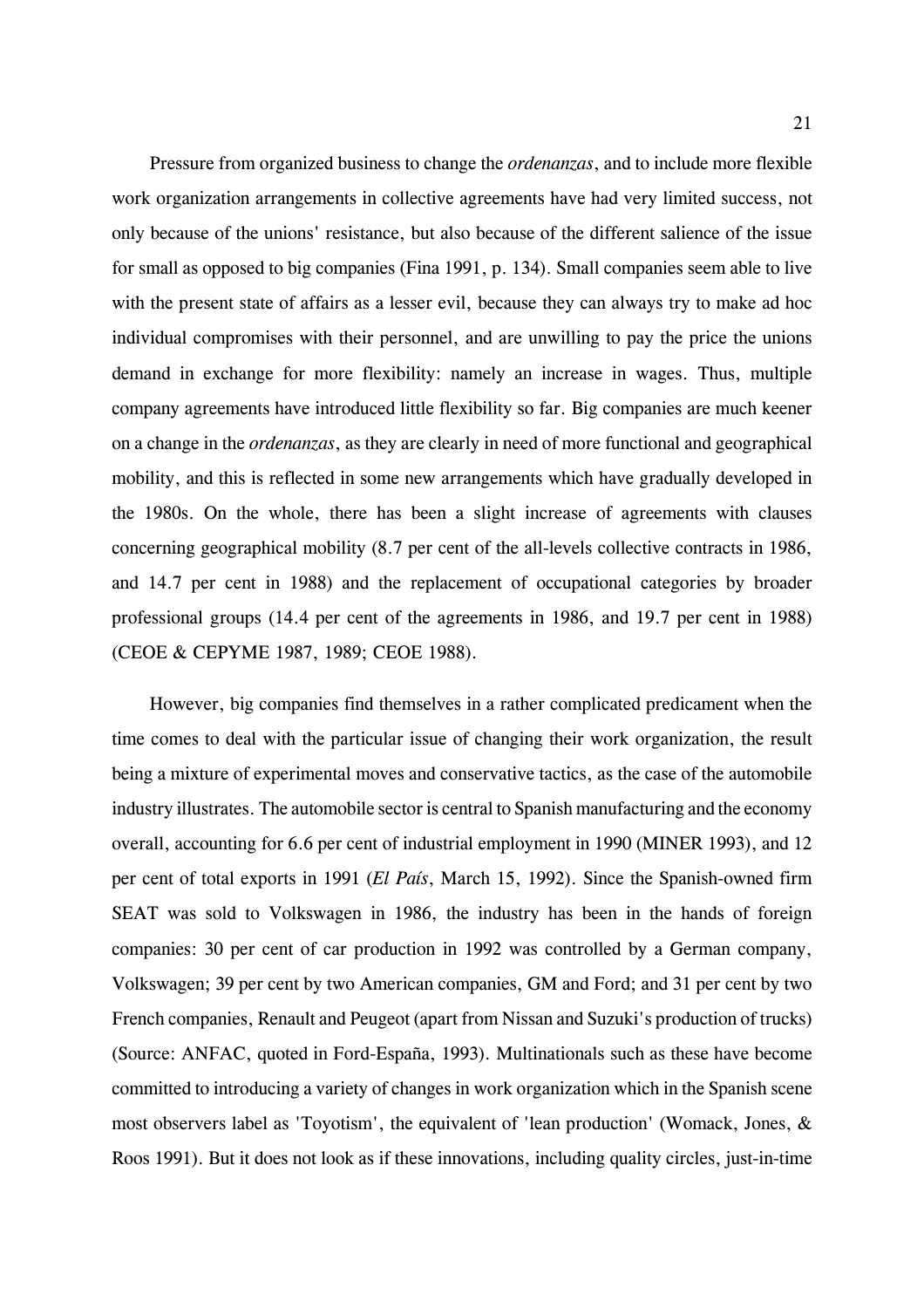Pressure from organized business to change the *ordenanzas*, and to include more flexible work organization arrangements in collective agreements have had very limited success, not only because of the unions' resistance, but also because of the different salience of the issue for small as opposed to big companies (Fina 1991, p. 134). Small companies seem able to live with the present state of affairs as a lesser evil, because they can always try to make ad hoc individual compromises with their personnel, and are unwilling to pay the price the unions demand in exchange for more flexibility: namely an increase in wages. Thus, multiple company agreements have introduced little flexibility so far. Big companies are much keener on a change in the *ordenanzas*, as they are clearly in need of more functional and geographical mobility, and this is reflected in some new arrangements which have gradually developed in the 1980s. On the whole, there has been a slight increase of agreements with clauses concerning geographical mobility (8.7 per cent of the all-levels collective contracts in 1986, and 14.7 per cent in 1988) and the replacement of occupational categories by broader professional groups (14.4 per cent of the agreements in 1986, and 19.7 per cent in 1988) (CEOE & CEPYME 1987, 1989; CEOE 1988).

However, big companies find themselves in a rather complicated predicament when the time comes to deal with the particular issue of changing their work organization, the result being a mixture of experimental moves and conservative tactics, as the case of the automobile industry illustrates. The automobile sector is central to Spanish manufacturing and the economy overall, accounting for 6.6 per cent of industrial employment in 1990 (MINER 1993), and 12 per cent of total exports in 1991 (*El País*, March 15, 1992). Since the Spanish-owned firm SEAT was sold to Volkswagen in 1986, the industry has been in the hands of foreign companies: 30 per cent of car production in 1992 was controlled by a German company, Volkswagen; 39 per cent by two American companies, GM and Ford; and 31 per cent by two French companies, Renault and Peugeot (apart from Nissan and Suzuki's production of trucks) (Source: ANFAC, quoted in Ford-España, 1993). Multinationals such as these have become committed to introducing a variety of changes in work organization which in the Spanish scene most observers label as 'Toyotism', the equivalent of 'lean production' (Womack, Jones, & Roos 1991). But it does not look as if these innovations, including quality circles, just-in-time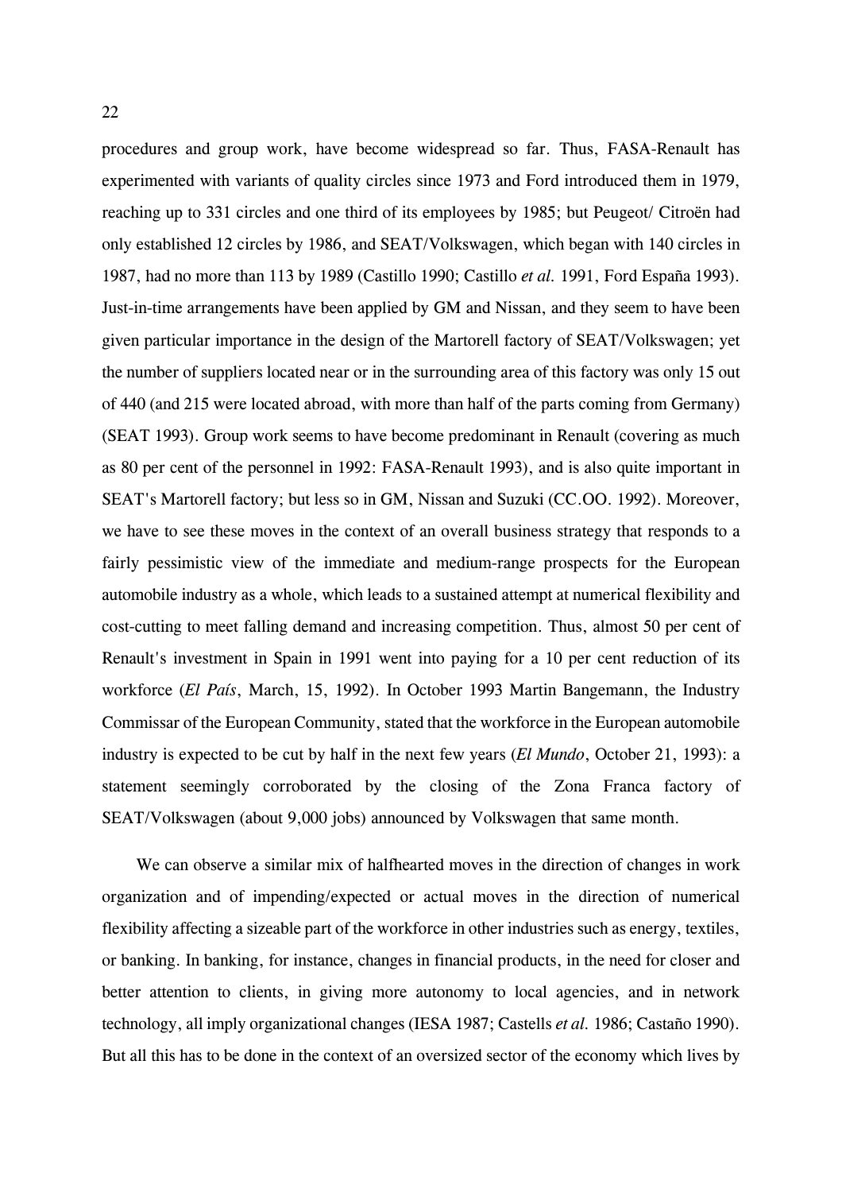procedures and group work, have become widespread so far. Thus, FASA-Renault has experimented with variants of quality circles since 1973 and Ford introduced them in 1979, reaching up to 331 circles and one third of its employees by 1985; but Peugeot/ Citroën had only established 12 circles by 1986, and SEAT/Volkswagen, which began with 140 circles in 1987, had no more than 113 by 1989 (Castillo 1990; Castillo *et al.* 1991, Ford España 1993). Just-in-time arrangements have been applied by GM and Nissan, and they seem to have been given particular importance in the design of the Martorell factory of SEAT/Volkswagen; yet the number of suppliers located near or in the surrounding area of this factory was only 15 out of 440 (and 215 were located abroad, with more than half of the parts coming from Germany) (SEAT 1993). Group work seems to have become predominant in Renault (covering as much as 80 per cent of the personnel in 1992: FASA-Renault 1993), and is also quite important in SEAT's Martorell factory; but less so in GM, Nissan and Suzuki (CC.OO. 1992). Moreover, we have to see these moves in the context of an overall business strategy that responds to a fairly pessimistic view of the immediate and medium-range prospects for the European automobile industry as a whole, which leads to a sustained attempt at numerical flexibility and cost-cutting to meet falling demand and increasing competition. Thus, almost 50 per cent of Renault's investment in Spain in 1991 went into paying for a 10 per cent reduction of its workforce (*El País*, March, 15, 1992). In October 1993 Martin Bangemann, the Industry Commissar of the European Community, stated that the workforce in the European automobile industry is expected to be cut by half in the next few years (*El Mundo*, October 21, 1993): a statement seemingly corroborated by the closing of the Zona Franca factory of SEAT/Volkswagen (about 9,000 jobs) announced by Volkswagen that same month.

We can observe a similar mix of halfhearted moves in the direction of changes in work organization and of impending/expected or actual moves in the direction of numerical flexibility affecting a sizeable part of the workforce in other industries such as energy, textiles, or banking. In banking, for instance, changes in financial products, in the need for closer and better attention to clients, in giving more autonomy to local agencies, and in network technology, all imply organizational changes (IESA 1987; Castells *et al.* 1986; Castaño 1990). But all this has to be done in the context of an oversized sector of the economy which lives by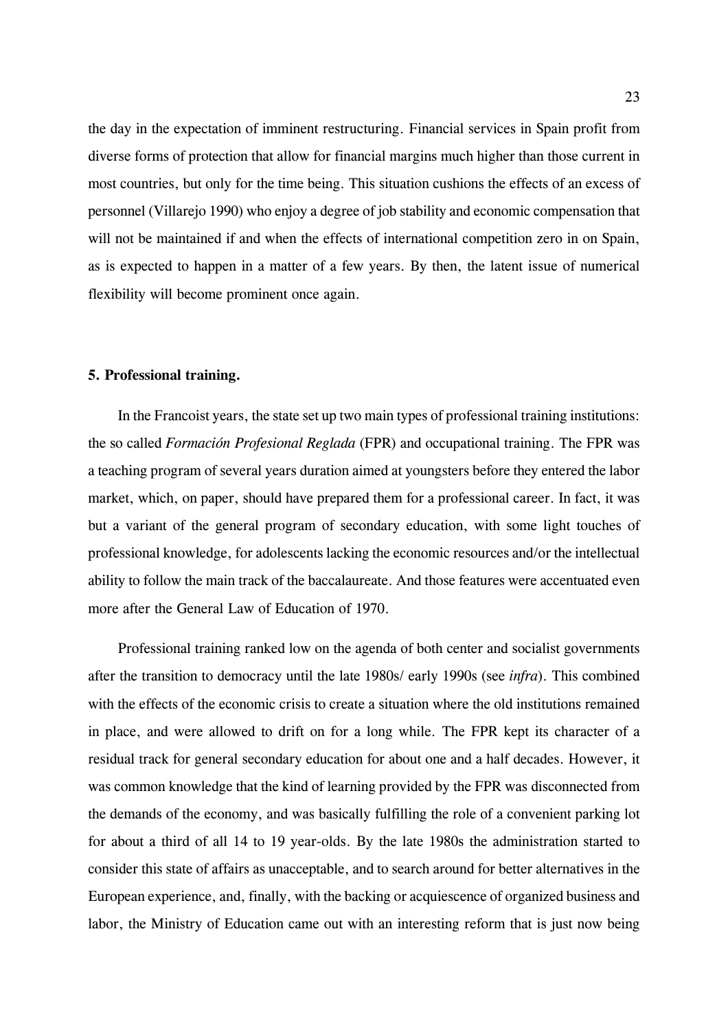the day in the expectation of imminent restructuring. Financial services in Spain profit from diverse forms of protection that allow for financial margins much higher than those current in most countries, but only for the time being. This situation cushions the effects of an excess of personnel (Villarejo 1990) who enjoy a degree of job stability and economic compensation that will not be maintained if and when the effects of international competition zero in on Spain, as is expected to happen in a matter of a few years. By then, the latent issue of numerical flexibility will become prominent once again.

### 5. Professional training.

In the Francoist years, the state set up two main types of professional training institutions: the so called *Formación Profesional Reglada* (FPR) and occupational training. The FPR was a teaching program of several years duration aimed at youngsters before they entered the labor market, which, on paper, should have prepared them for a professional career. In fact, it was but a variant of the general program of secondary education, with some light touches of professional knowledge, for adolescents lacking the economic resources and/or the intellectual ability to follow the main track of the baccalaureate. And those features were accentuated even more after the General Law of Education of 1970.

Professional training ranked low on the agenda of both center and socialist governments after the transition to democracy until the late 1980s/ early 1990s (see *infra*). This combined with the effects of the economic crisis to create a situation where the old institutions remained in place, and were allowed to drift on for a long while. The FPR kept its character of a residual track for general secondary education for about one and a half decades. However, it was common knowledge that the kind of learning provided by the FPR was disconnected from the demands of the economy, and was basically fulfilling the role of a convenient parking lot for about a third of all 14 to 19 year-olds. By the late 1980s the administration started to consider this state of affairs as unacceptable, and to search around for better alternatives in the European experience, and, finally, with the backing or acquiescence of organized business and labor, the Ministry of Education came out with an interesting reform that is just now being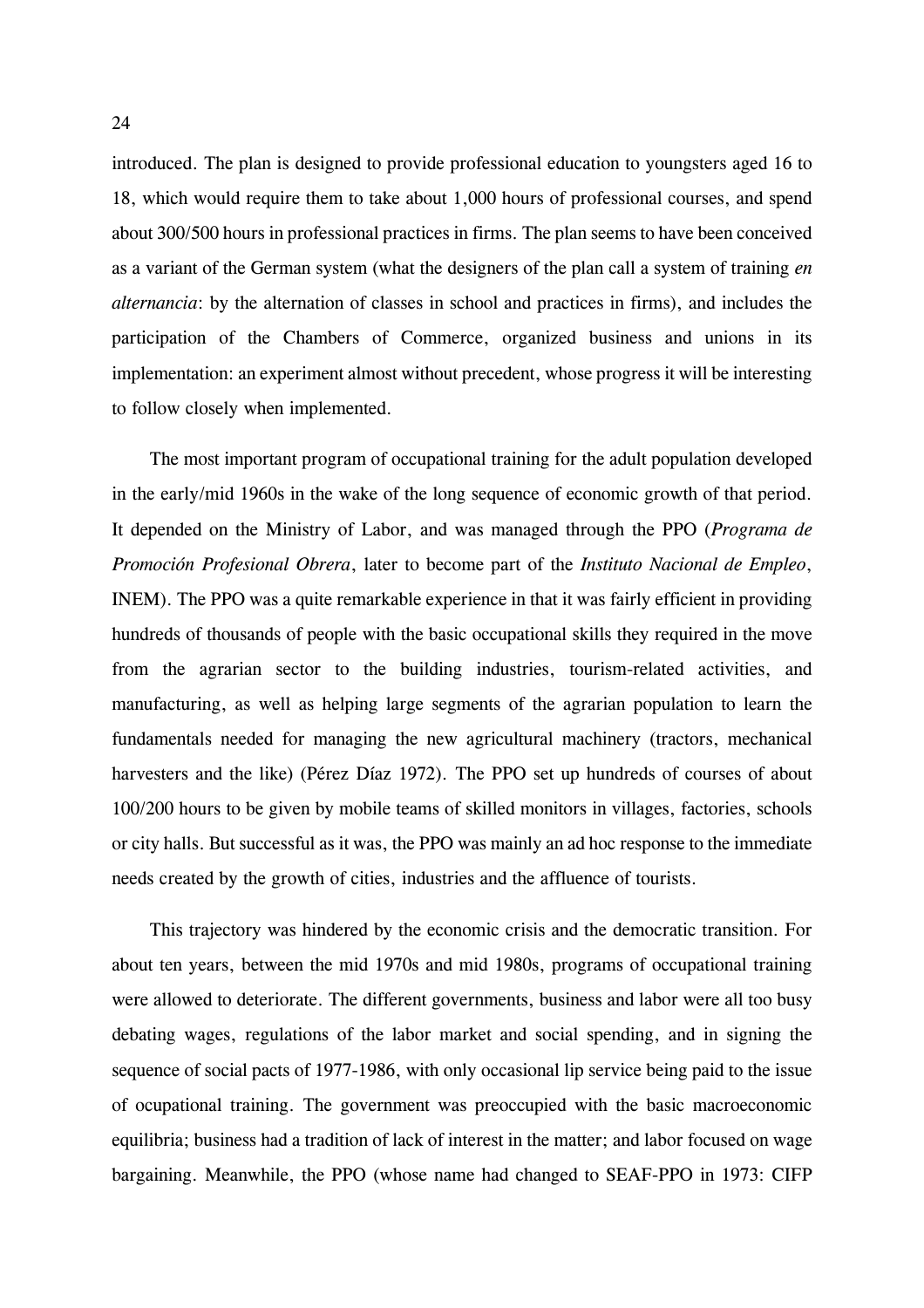introduced. The plan is designed to provide professional education to youngsters aged 16 to 18, which would require them to take about 1,000 hours of professional courses, and spend about 300/500 hours in professional practices in firms. The plan seems to have been conceived as a variant of the German system (what the designers of the plan call a system of training *en alternancia*: by the alternation of classes in school and practices in firms), and includes the participation of the Chambers of Commerce, organized business and unions in its implementation: an experiment almost without precedent, whose progress it will be interesting to follow closely when implemented.

The most important program of occupational training for the adult population developed in the early/mid 1960s in the wake of the long sequence of economic growth of that period. It depended on the Ministry of Labor, and was managed through the PPO (*Programa de Promoción Profesional Obrera*, later to become part of the *Instituto Nacional de Empleo*, INEM). The PPO was a quite remarkable experience in that it was fairly efficient in providing hundreds of thousands of people with the basic occupational skills they required in the move from the agrarian sector to the building industries, tourism-related activities, and manufacturing, as well as helping large segments of the agrarian population to learn the fundamentals needed for managing the new agricultural machinery (tractors, mechanical harvesters and the like) (Pérez Díaz 1972). The PPO set up hundreds of courses of about 100/200 hours to be given by mobile teams of skilled monitors in villages, factories, schools or city halls. But successful as it was, the PPO was mainly an ad hoc response to the immediate needs created by the growth of cities, industries and the affluence of tourists.

This trajectory was hindered by the economic crisis and the democratic transition. For about ten years, between the mid 1970s and mid 1980s, programs of occupational training were allowed to deteriorate. The different governments, business and labor were all too busy debating wages, regulations of the labor market and social spending, and in signing the sequence of social pacts of 1977-1986, with only occasional lip service being paid to the issue of ocupational training. The government was preoccupied with the basic macroeconomic equilibria; business had a tradition of lack of interest in the matter; and labor focused on wage bargaining. Meanwhile, the PPO (whose name had changed to SEAF-PPO in 1973: CIFP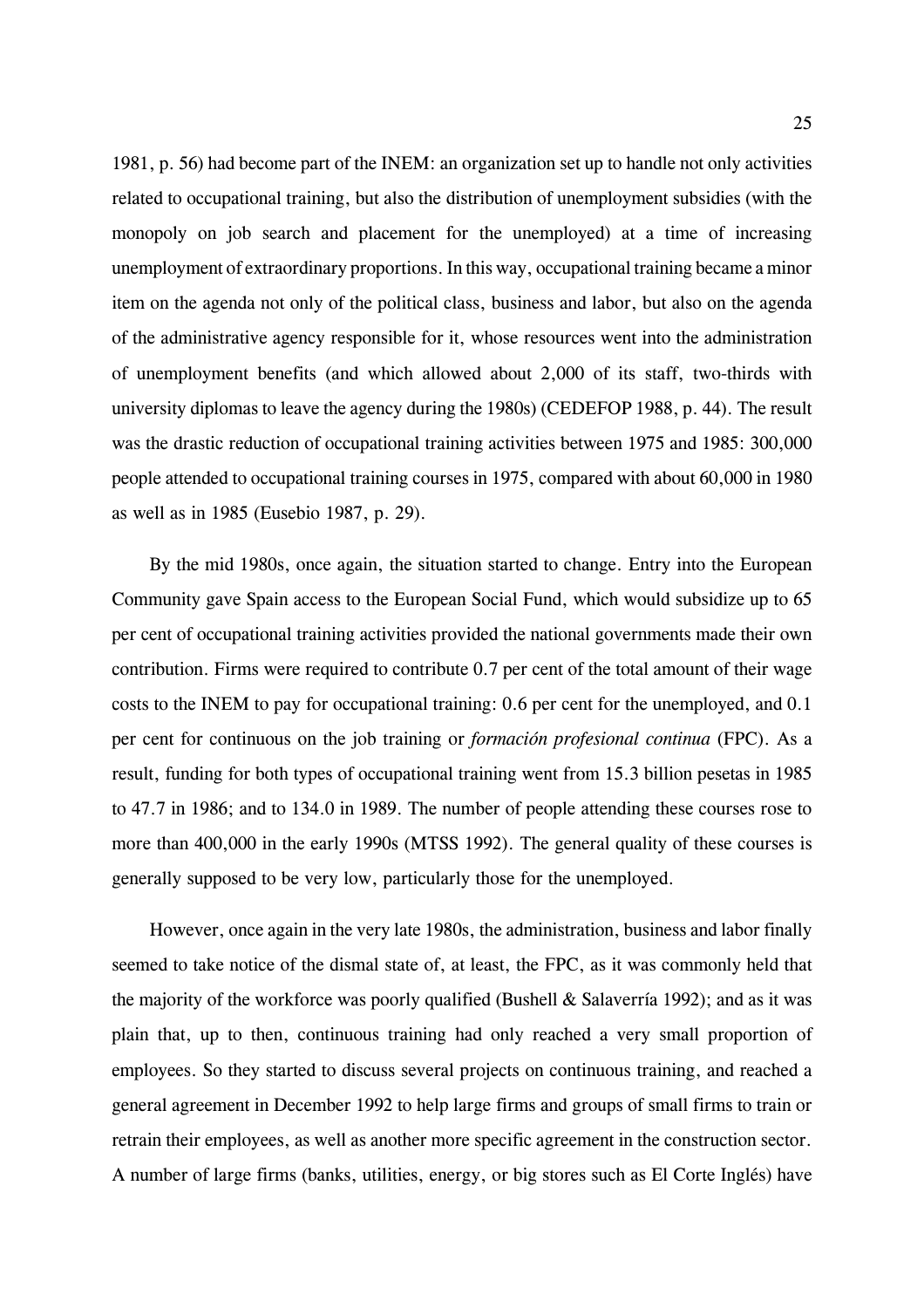1981, p. 56) had become part of the INEM: an organization set up to handle not only activities related to occupational training, but also the distribution of unemployment subsidies (with the monopoly on job search and placement for the unemployed) at a time of increasing unemployment of extraordinary proportions. In this way, occupational training became a minor item on the agenda not only of the political class, business and labor, but also on the agenda of the administrative agency responsible for it, whose resources went into the administration of unemployment benefits (and which allowed about 2,000 of its staff, two-thirds with university diplomas to leave the agency during the 1980s) (CEDEFOP 1988, p. 44). The result was the drastic reduction of occupational training activities between 1975 and 1985: 300,000 people attended to occupational training courses in 1975, compared with about 60,000 in 1980 as well as in 1985 (Eusebio 1987, p. 29).

By the mid 1980s, once again, the situation started to change. Entry into the European Community gave Spain access to the European Social Fund, which would subsidize up to 65 per cent of occupational training activities provided the national governments made their own contribution. Firms were required to contribute 0.7 per cent of the total amount of their wage costs to the INEM to pay for occupational training: 0.6 per cent for the unemployed, and 0.1 per cent for continuous on the job training or *formación profesional continua* (FPC). As a result, funding for both types of occupational training went from 15.3 billion pesetas in 1985 to 47.7 in 1986; and to 134.0 in 1989. The number of people attending these courses rose to more than 400,000 in the early 1990s (MTSS 1992). The general quality of these courses is generally supposed to be very low, particularly those for the unemployed.

However, once again in the very late 1980s, the administration, business and labor finally seemed to take notice of the dismal state of, at least, the FPC, as it was commonly held that the majority of the workforce was poorly qualified (Bushell & Salaverría 1992); and as it was plain that, up to then, continuous training had only reached a very small proportion of employees. So they started to discuss several projects on continuous training, and reached a general agreement in December 1992 to help large firms and groups of small firms to train or retrain their employees, as well as another more specific agreement in the construction sector. A number of large firms (banks, utilities, energy, or big stores such as El Corte Inglés) have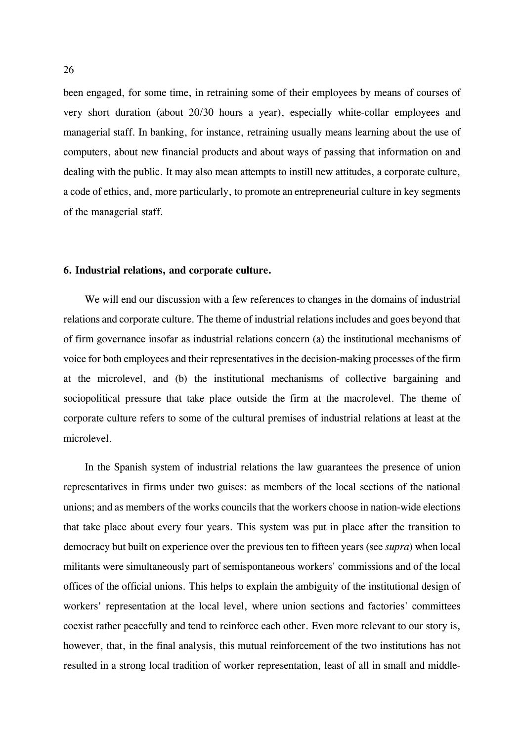been engaged, for some time, in retraining some of their employees by means of courses of very short duration (about 20/30 hours a year), especially white-collar employees and managerial staff. In banking, for instance, retraining usually means learning about the use of computers, about new financial products and about ways of passing that information on and dealing with the public. It may also mean attempts to instill new attitudes, a corporate culture, a code of ethics, and, more particularly, to promote an entrepreneurial culture in key segments of the managerial staff.

### 6. Industrial relations, and corporate culture.

We will end our discussion with a few references to changes in the domains of industrial relations and corporate culture. The theme of industrial relations includes and goes beyond that of firm governance insofar as industrial relations concern (a) the institutional mechanisms of voice for both employees and their representatives in the decision-making processes of the firm at the microlevel, and (b) the institutional mechanisms of collective bargaining and sociopolitical pressure that take place outside the firm at the macrolevel. The theme of corporate culture refers to some of the cultural premises of industrial relations at least at the microlevel.

In the Spanish system of industrial relations the law guarantees the presence of union representatives in firms under two guises: as members of the local sections of the national unions; and as members of the works councils that the workers choose in nation-wide elections that take place about every four years. This system was put in place after the transition to democracy but built on experience over the previous ten to fifteen years (see *supra*) when local militants were simultaneously part of semispontaneous workers' commissions and of the local offices of the official unions. This helps to explain the ambiguity of the institutional design of workers' representation at the local level, where union sections and factories' committees coexist rather peacefully and tend to reinforce each other. Even more relevant to our story is, however, that, in the final analysis, this mutual reinforcement of the two institutions has not resulted in a strong local tradition of worker representation, least of all in small and middle-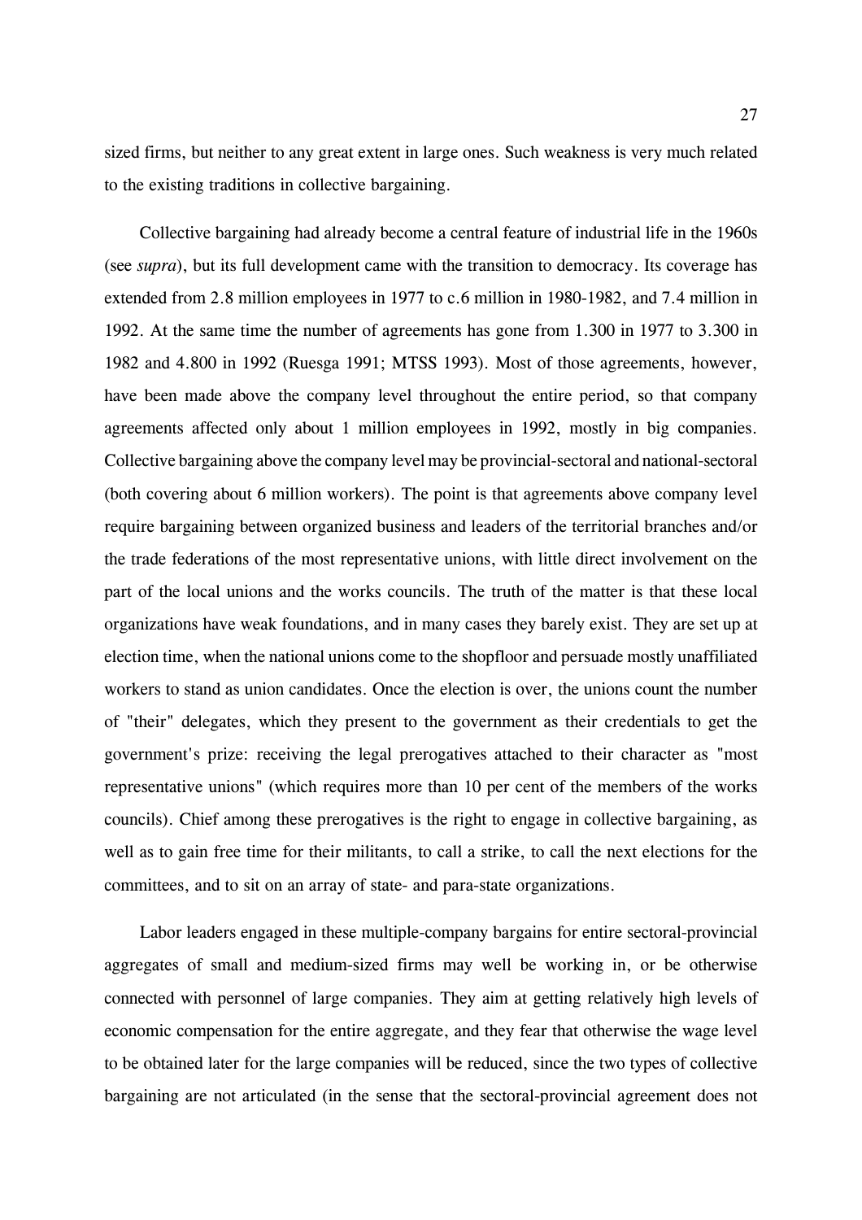sized firms, but neither to any great extent in large ones. Such weakness is very much related to the existing traditions in collective bargaining.

Collective bargaining had already become a central feature of industrial life in the 1960s (see *supra*), but its full development came with the transition to democracy. Its coverage has extended from 2.8 million employees in 1977 to c.6 million in 1980-1982, and 7.4 million in 1992. At the same time the number of agreements has gone from 1.300 in 1977 to 3.300 in 1982 and 4.800 in 1992 (Ruesga 1991; MTSS 1993). Most of those agreements, however, have been made above the company level throughout the entire period, so that company agreements affected only about 1 million employees in 1992, mostly in big companies. Collective bargaining above the company level may be provincial-sectoral and national-sectoral (both covering about 6 million workers). The point is that agreements above company level require bargaining between organized business and leaders of the territorial branches and/or the trade federations of the most representative unions, with little direct involvement on the part of the local unions and the works councils. The truth of the matter is that these local organizations have weak foundations, and in many cases they barely exist. They are set up at election time, when the national unions come to the shopfloor and persuade mostly unaffiliated workers to stand as union candidates. Once the election is over, the unions count the number of "their" delegates, which they present to the government as their credentials to get the government's prize: receiving the legal prerogatives attached to their character as "most representative unions" (which requires more than 10 per cent of the members of the works councils). Chief among these prerogatives is the right to engage in collective bargaining, as well as to gain free time for their militants, to call a strike, to call the next elections for the committees, and to sit on an array of state- and para-state organizations.

Labor leaders engaged in these multiple-company bargains for entire sectoral-provincial aggregates of small and medium-sized firms may well be working in, or be otherwise connected with personnel of large companies. They aim at getting relatively high levels of economic compensation for the entire aggregate, and they fear that otherwise the wage level to be obtained later for the large companies will be reduced, since the two types of collective bargaining are not articulated (in the sense that the sectoral-provincial agreement does not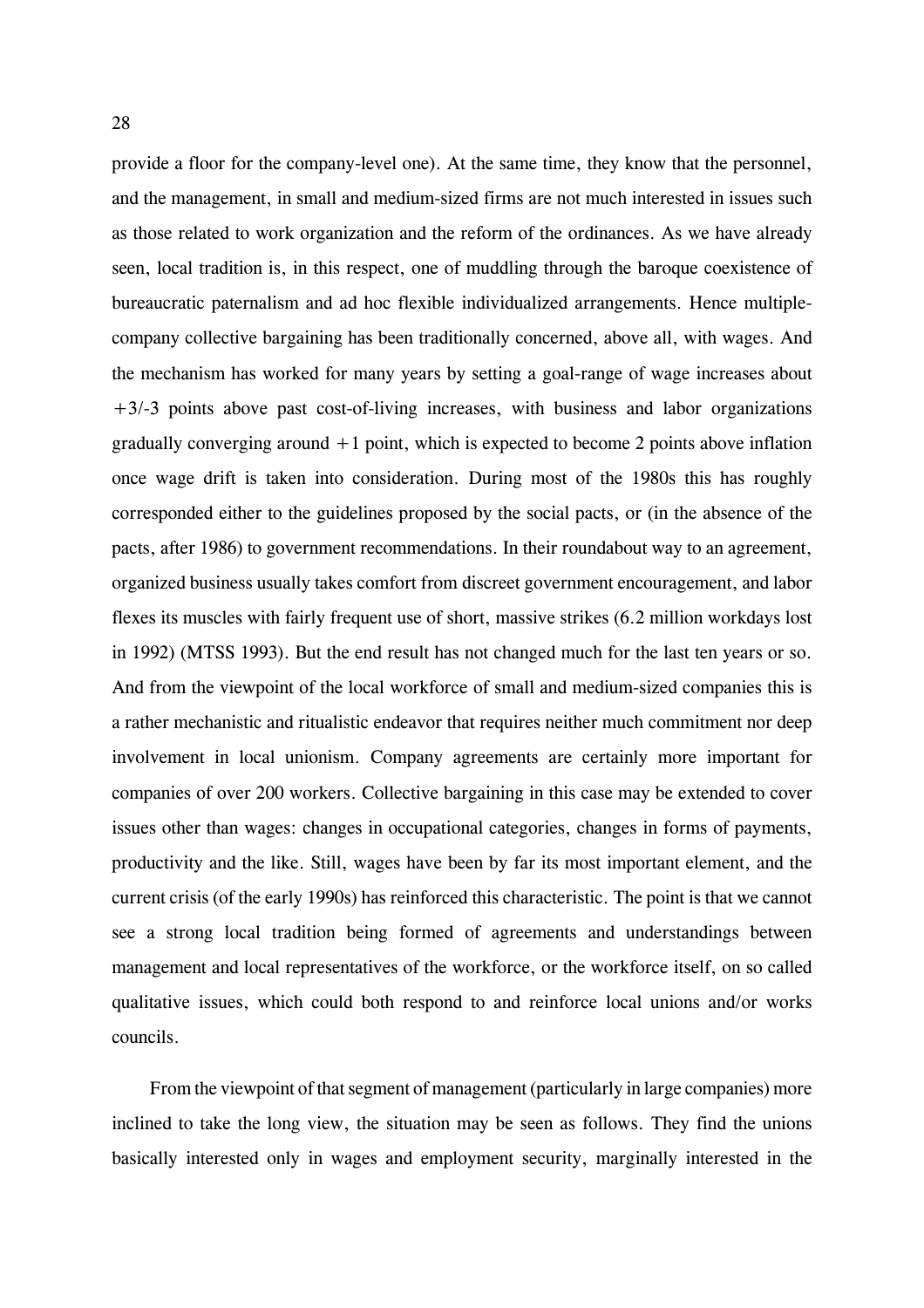provide a floor for the company-level one). At the same time, they know that the personnel, and the management, in small and medium-sized firms are not much interested in issues such as those related to work organization and the reform of the ordinances. As we have already seen, local tradition is, in this respect, one of muddling through the baroque coexistence of bureaucratic paternalism and ad hoc flexible individualized arrangements. Hence multiple-company collective bargaining has been traditionally concerned, above all, with wages. And the mechanism has worked for many years by setting a goal-range of wage increases about +3/-3 points above past cost-of-living increases, with business and labor organizations gradually converging around +1 point, which is expected to become 2 points above inflation once wage drift is taken into consideration. During most of the 1980s this has roughly corresponded either to the guidelines proposed by the social pacts, or (in the absence of the pacts, after 1986) to government recommendations. In their roundabout way to an agreement, organized business usually takes comfort from discreet government encouragement, and labor flexes its muscles with fairly frequent use of short, massive strikes (6.2 million workdays lost in 1992) (MTSS 1993). But the end result has not changed much for the last ten years or so. And from the viewpoint of the local workforce of small and medium-sized companies this is a rather mechanistic and ritualistic endeavor that requires neither much commitment nor deep involvement in local unionism. Company agreements are certainly more important for companies of over 200 workers. Collective bargaining in this case may be extended to cover issues other than wages: changes in occupational categories, changes in forms of payments, productivity and the like. Still, wages have been by far its most important element, and the current crisis (of the early 1990s) has reinforced this characteristic. The point is that we cannot see a strong local tradition being formed of agreements and understandings between management and local representatives of the workforce, or the workforce itself, on so called qualitative issues, which could both respond to and reinforce local unions and/or works councils.

From the viewpoint of that segment of management (particularly in large companies) more inclined to take the long view, the situation may be seen as follows. They find the unions basically interested only in wages and employment security, marginally interested in the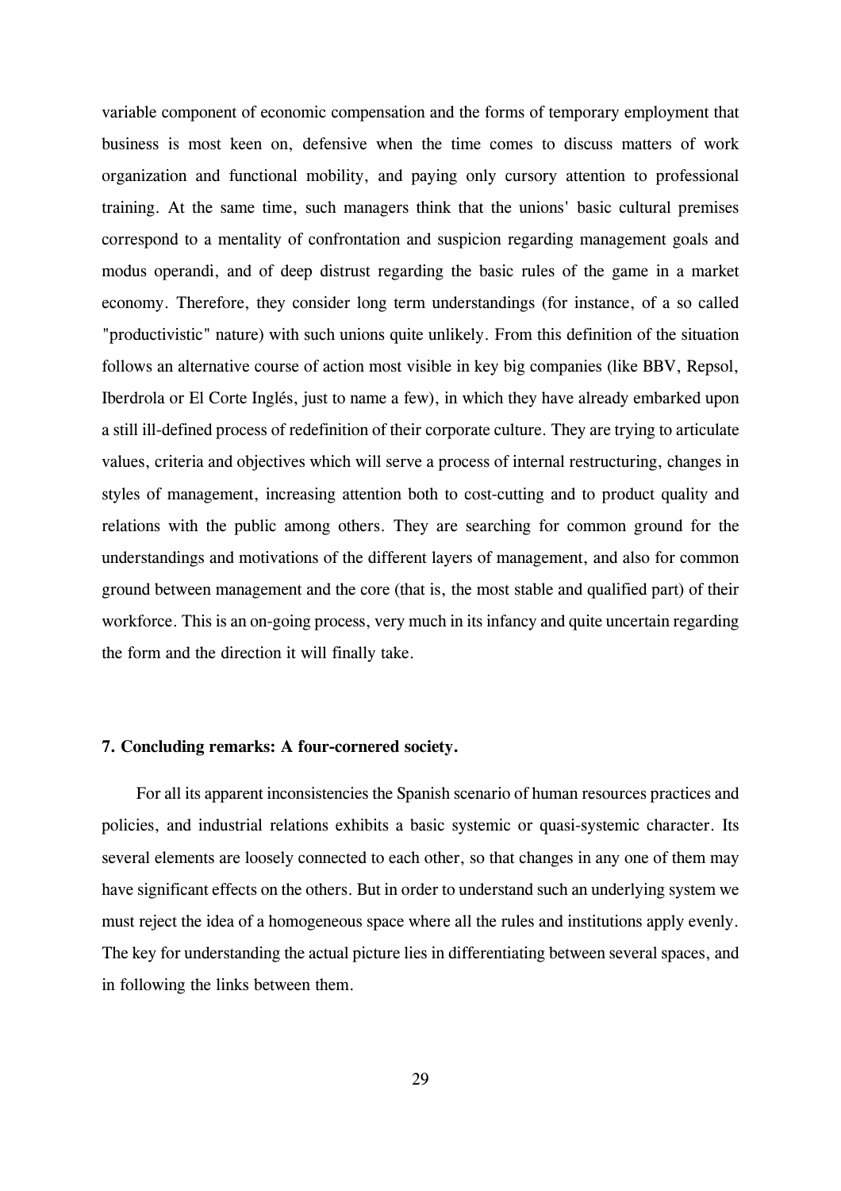variable component of economic compensation and the forms of temporary employment that business is most keen on, defensive when the time comes to discuss matters of work organization and functional mobility, and paying only cursory attention to professional training. At the same time, such managers think that the unions' basic cultural premises correspond to a mentality of confrontation and suspicion regarding management goals and modus operandi, and of deep distrust regarding the basic rules of the game in a market economy. Therefore, they consider long term understandings (for instance, of a so called "productivistic" nature) with such unions quite unlikely. From this definition of the situation follows an alternative course of action most visible in key big companies (like BBV, Repsol, Iberdrola or El Corte Inglés, just to name a few), in which they have already embarked upon a still ill-defined process of redefinition of their corporate culture. They are trying to articulate values, criteria and objectives which will serve a process of internal restructuring, changes in styles of management, increasing attention both to cost-cutting and to product quality and relations with the public among others. They are searching for common ground for the understandings and motivations of the different layers of management, and also for common ground between management and the core (that is, the most stable and qualified part) of their workforce. This is an on-going process, very much in its infancy and quite uncertain regarding the form and the direction it will finally take.

## 7. Concluding remarks: A four-cornered society.

For all its apparent inconsistencies the Spanish scenario of human resources practices and policies, and industrial relations exhibits a basic systemic or quasi-systemic character. Its several elements are loosely connected to each other, so that changes in any one of them may have significant effects on the others. But in order to understand such an underlying system we must reject the idea of a homogeneous space where all the rules and institutions apply evenly. The key for understanding the actual picture lies in differentiating between several spaces, and in following the links between them.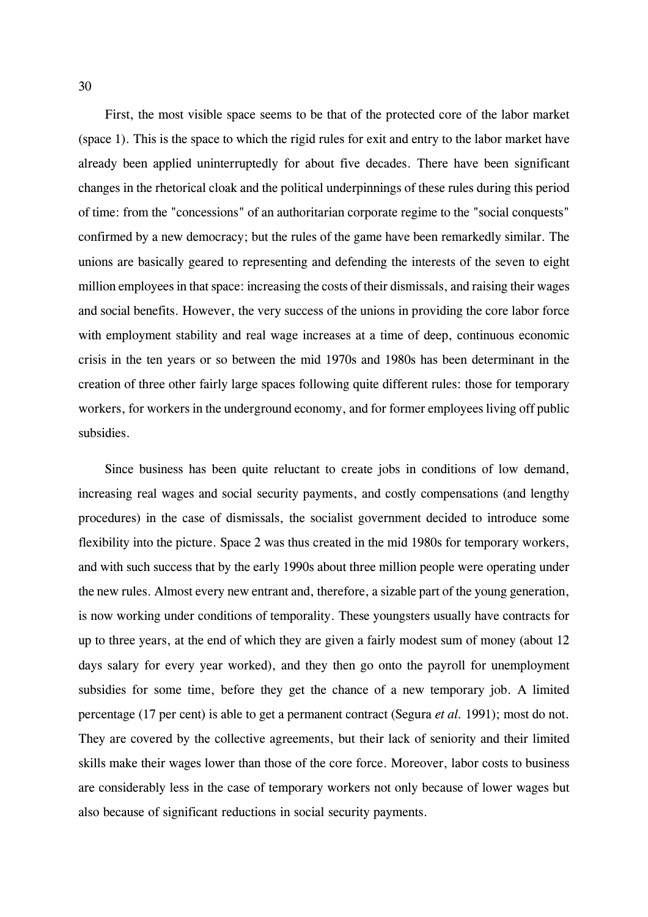First, the most visible space seems to be that of the protected core of the labor market (space 1). This is the space to which the rigid rules for exit and entry to the labor market have already been applied uninterruptedly for about five decades. There have been significant changes in the rhetorical cloak and the political underpinnings of these rules during this period of time: from the "concessions" of an authoritarian corporate regime to the "social conquests" confirmed by a new democracy; but the rules of the game have been remarkedly similar. The unions are basically geared to representing and defending the interests of the seven to eight million employees in that space: increasing the costs of their dismissals, and raising their wages and social benefits. However, the very success of the unions in providing the core labor force with employment stability and real wage increases at a time of deep, continuous economic crisis in the ten years or so between the mid 1970s and 1980s has been determinant in the creation of three other fairly large spaces following quite different rules: those for temporary workers, for workers in the underground economy, and for former employees living off public subsidies.

Since business has been quite reluctant to create jobs in conditions of low demand, increasing real wages and social security payments, and costly compensations (and lengthy procedures) in the case of dismissals, the socialist government decided to introduce some flexibility into the picture. Space 2 was thus created in the mid 1980s for temporary workers, and with such success that by the early 1990s about three million people were operating under the new rules. Almost every new entrant and, therefore, a sizable part of the young generation, is now working under conditions of temporality. These youngsters usually have contracts for up to three years, at the end of which they are given a fairly modest sum of money (about 12 days salary for every year worked), and they then go onto the payroll for unemployment subsidies for some time, before they get the chance of a new temporary job. A limited percentage (17 per cent) is able to get a permanent contract (Segura *et al.* 1991); most do not. They are covered by the collective agreements, but their lack of seniority and their limited skills make their wages lower than those of the core force. Moreover, labor costs to business are considerably less in the case of temporary workers not only because of lower wages but also because of significant reductions in social security payments.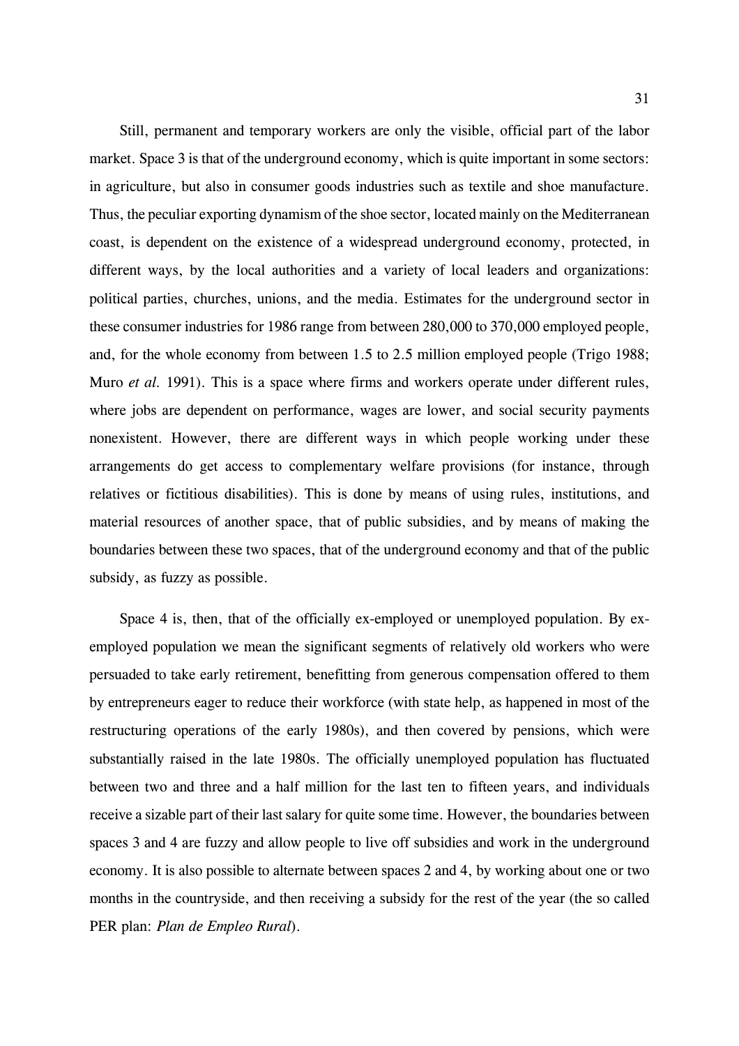Still, permanent and temporary workers are only the visible, official part of the labor market. Space 3 is that of the underground economy, which is quite important in some sectors: in agriculture, but also in consumer goods industries such as textile and shoe manufacture. Thus, the peculiar exporting dynamism of the shoe sector, located mainly on the Mediterranean coast, is dependent on the existence of a widespread underground economy, protected, in different ways, by the local authorities and a variety of local leaders and organizations: political parties, churches, unions, and the media. Estimates for the underground sector in these consumer industries for 1986 range from between 280,000 to 370,000 employed people, and, for the whole economy from between 1.5 to 2.5 million employed people (Trigo 1988; Muro *et al.* 1991). This is a space where firms and workers operate under different rules, where jobs are dependent on performance, wages are lower, and social security payments nonexistent. However, there are different ways in which people working under these arrangements do get access to complementary welfare provisions (for instance, through relatives or fictitious disabilities). This is done by means of using rules, institutions, and material resources of another space, that of public subsidies, and by means of making the boundaries between these two spaces, that of the underground economy and that of the public subsidy, as fuzzy as possible.

Space 4 is, then, that of the officially ex-employed or unemployed population. By ex-employed population we mean the significant segments of relatively old workers who were persuaded to take early retirement, benefitting from generous compensation offered to them by entrepreneurs eager to reduce their workforce (with state help, as happened in most of the restructuring operations of the early 1980s), and then covered by pensions, which were substantially raised in the late 1980s. The officially unemployed population has fluctuated between two and three and a half million for the last ten to fifteen years, and individuals receive a sizable part of their last salary for quite some time. However, the boundaries between spaces 3 and 4 are fuzzy and allow people to live off subsidies and work in the underground economy. It is also possible to alternate between spaces 2 and 4, by working about one or two months in the countryside, and then receiving a subsidy for the rest of the year (the so called PER plan: *Plan de Empleo Rural*).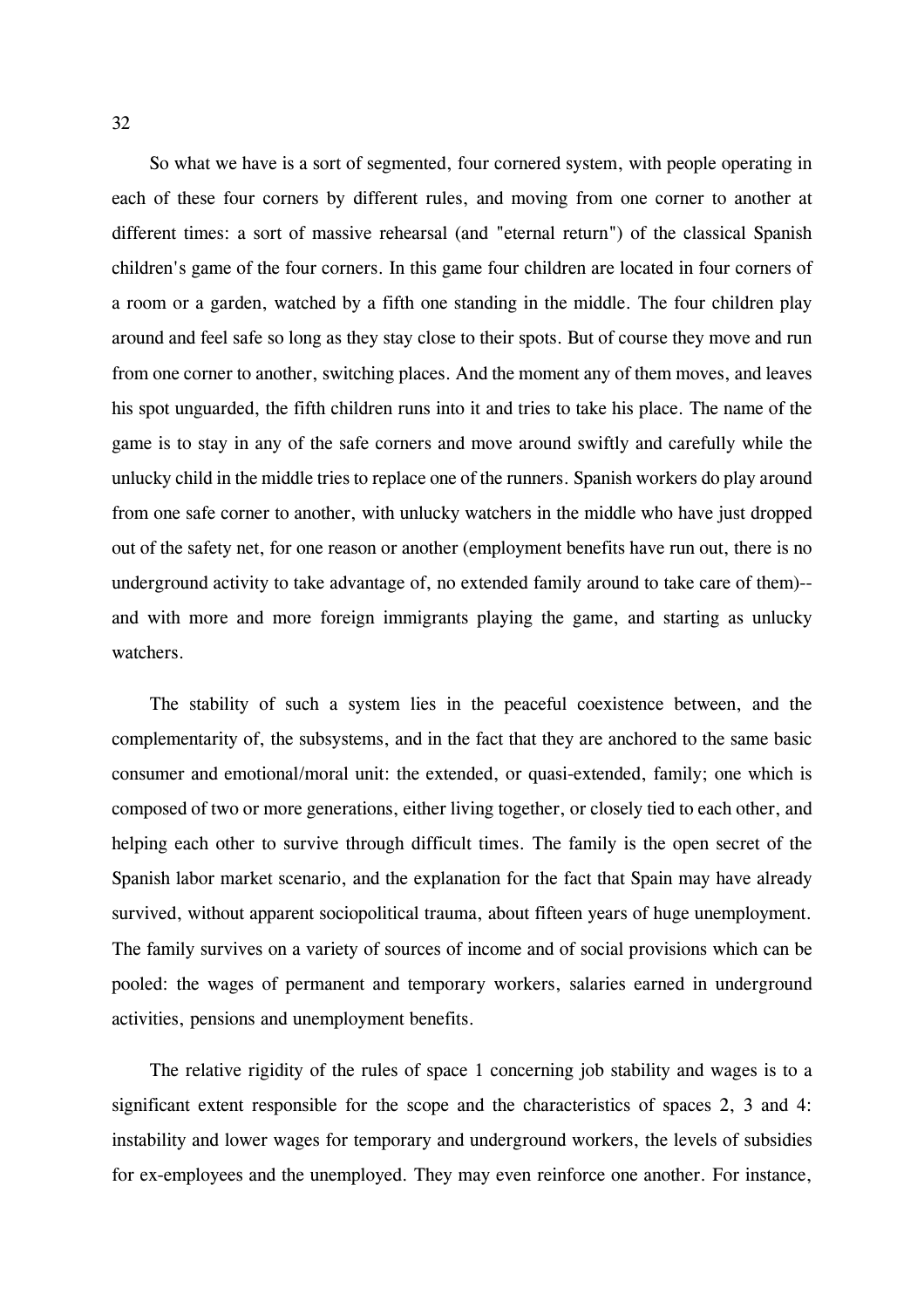So what we have is a sort of segmented, four cornered system, with people operating in each of these four corners by different rules, and moving from one corner to another at different times: a sort of massive rehearsal (and "eternal return") of the classical Spanish children's game of the four corners. In this game four children are located in four corners of a room or a garden, watched by a fifth one standing in the middle. The four children play around and feel safe so long as they stay close to their spots. But of course they move and run from one corner to another, switching places. And the moment any of them moves, and leaves his spot unguarded, the fifth children runs into it and tries to take his place. The name of the game is to stay in any of the safe corners and move around swiftly and carefully while the unlucky child in the middle tries to replace one of the runners. Spanish workers do play around from one safe corner to another, with unlucky watchers in the middle who have just dropped out of the safety net, for one reason or another (employment benefits have run out, there is no underground activity to take advantage of, no extended family around to take care of them)--and with more and more foreign immigrants playing the game, and starting as unlucky watchers.

The stability of such a system lies in the peaceful coexistence between, and the complementarity of, the subsystems, and in the fact that they are anchored to the same basic consumer and emotional/moral unit: the extended, or quasi-extended, family; one which is composed of two or more generations, either living together, or closely tied to each other, and helping each other to survive through difficult times. The family is the open secret of the Spanish labor market scenario, and the explanation for the fact that Spain may have already survived, without apparent sociopolitical trauma, about fifteen years of huge unemployment. The family survives on a variety of sources of income and of social provisions which can be pooled: the wages of permanent and temporary workers, salaries earned in underground activities, pensions and unemployment benefits.

The relative rigidity of the rules of space 1 concerning job stability and wages is to a significant extent responsible for the scope and the characteristics of spaces 2, 3 and 4: instability and lower wages for temporary and underground workers, the levels of subsidies for ex-employees and the unemployed. They may even reinforce one another. For instance,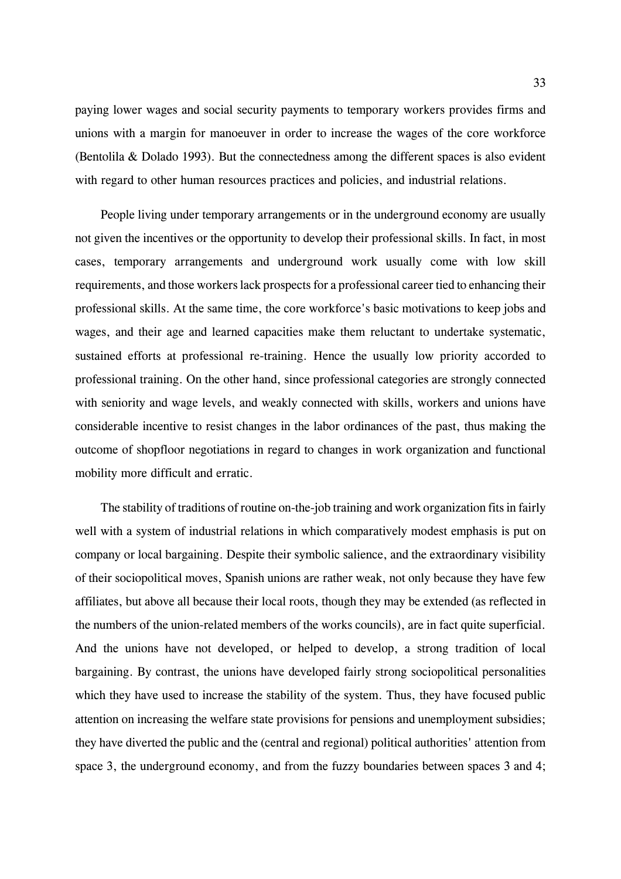paying lower wages and social security payments to temporary workers provides firms and unions with a margin for manoeuver in order to increase the wages of the core workforce (Bentolila & Dolado 1993). But the connectedness among the different spaces is also evident with regard to other human resources practices and policies, and industrial relations.

People living under temporary arrangements or in the underground economy are usually not given the incentives or the opportunity to develop their professional skills. In fact, in most cases, temporary arrangements and underground work usually come with low skill requirements, and those workers lack prospects for a professional career tied to enhancing their professional skills. At the same time, the core workforce's basic motivations to keep jobs and wages, and their age and learned capacities make them reluctant to undertake systematic, sustained efforts at professional re-training. Hence the usually low priority accorded to professional training. On the other hand, since professional categories are strongly connected with seniority and wage levels, and weakly connected with skills, workers and unions have considerable incentive to resist changes in the labor ordinances of the past, thus making the outcome of shopfloor negotiations in regard to changes in work organization and functional mobility more difficult and erratic.

The stability of traditions of routine on-the-job training and work organization fits in fairly well with a system of industrial relations in which comparatively modest emphasis is put on company or local bargaining. Despite their symbolic salience, and the extraordinary visibility of their sociopolitical moves, Spanish unions are rather weak, not only because they have few affiliates, but above all because their local roots, though they may be extended (as reflected in the numbers of the union-related members of the works councils), are in fact quite superficial. And the unions have not developed, or helped to develop, a strong tradition of local bargaining. By contrast, the unions have developed fairly strong sociopolitical personalities which they have used to increase the stability of the system. Thus, they have focused public attention on increasing the welfare state provisions for pensions and unemployment subsidies; they have diverted the public and the (central and regional) political authorities' attention from space 3, the underground economy, and from the fuzzy boundaries between spaces 3 and 4;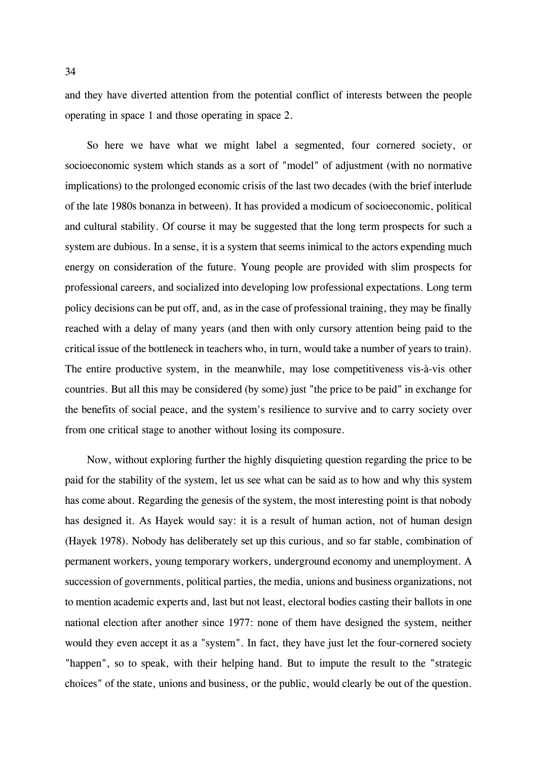and they have diverted attention from the potential conflict of interests between the people operating in space 1 and those operating in space 2.

So here we have what we might label a segmented, four cornered society, or socioeconomic system which stands as a sort of "model" of adjustment (with no normative implications) to the prolonged economic crisis of the last two decades (with the brief interlude of the late 1980s bonanza in between). It has provided a modicum of socioeconomic, political and cultural stability. Of course it may be suggested that the long term prospects for such a system are dubious. In a sense, it is a system that seems inimical to the actors expending much energy on consideration of the future. Young people are provided with slim prospects for professional careers, and socialized into developing low professional expectations. Long term policy decisions can be put off, and, as in the case of professional training, they may be finally reached with a delay of many years (and then with only cursory attention being paid to the critical issue of the bottleneck in teachers who, in turn, would take a number of years to train). The entire productive system, in the meanwhile, may lose competitiveness vis-à-vis other countries. But all this may be considered (by some) just "the price to be paid" in exchange for the benefits of social peace, and the system's resilience to survive and to carry society over from one critical stage to another without losing its composure.

Now, without exploring further the highly disquieting question regarding the price to be paid for the stability of the system, let us see what can be said as to how and why this system has come about. Regarding the genesis of the system, the most interesting point is that nobody has designed it. As Hayek would say: it is a result of human action, not of human design (Hayek 1978). Nobody has deliberately set up this curious, and so far stable, combination of permanent workers, young temporary workers, underground economy and unemployment. A succession of governments, political parties, the media, unions and business organizations, not to mention academic experts and, last but not least, electoral bodies casting their ballots in one national election after another since 1977: none of them have designed the system, neither would they even accept it as a "system". In fact, they have just let the four-cornered society "happen", so to speak, with their helping hand. But to impute the result to the "strategic choices" of the state, unions and business, or the public, would clearly be out of the question.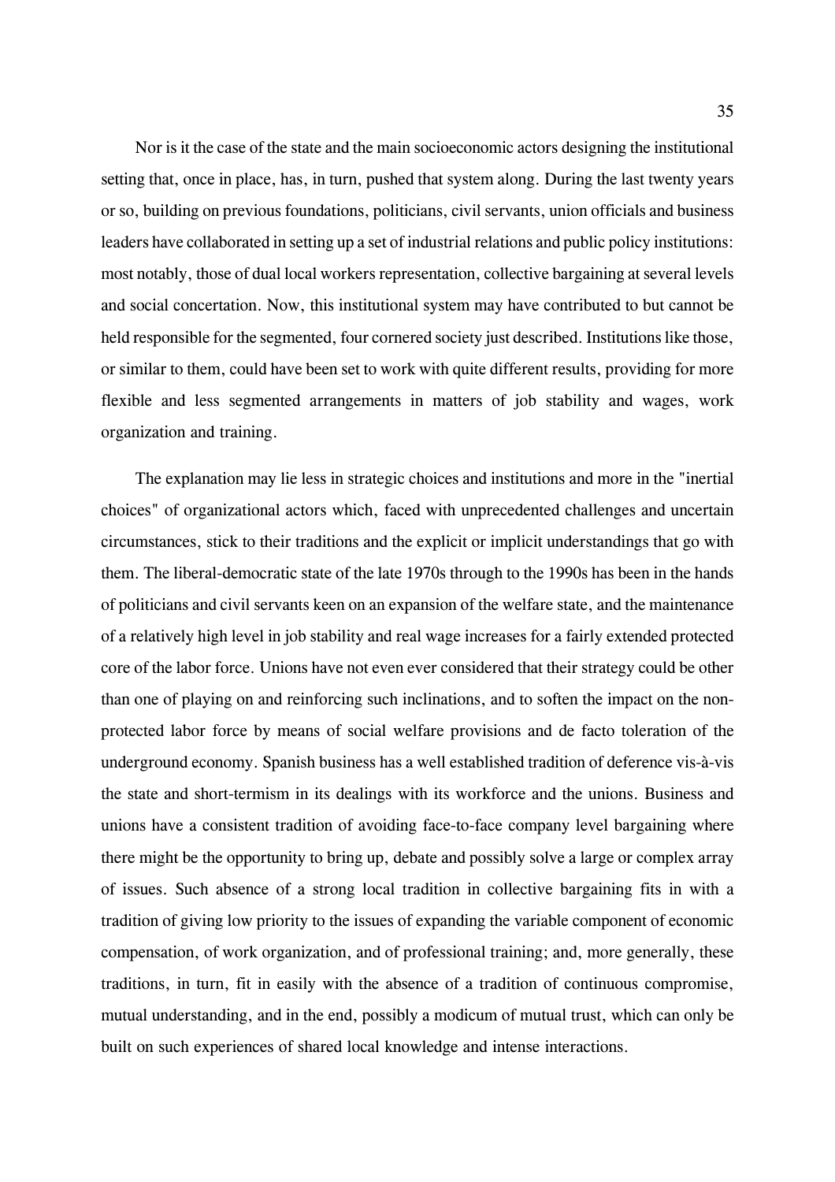Nor is it the case of the state and the main socioeconomic actors designing the institutional setting that, once in place, has, in turn, pushed that system along. During the last twenty years or so, building on previous foundations, politicians, civil servants, union officials and business leaders have collaborated in setting up a set of industrial relations and public policy institutions: most notably, those of dual local workers representation, collective bargaining at several levels and social concertation. Now, this institutional system may have contributed to but cannot be held responsible for the segmented, four cornered society just described. Institutions like those, or similar to them, could have been set to work with quite different results, providing for more flexible and less segmented arrangements in matters of job stability and wages, work organization and training.

The explanation may lie less in strategic choices and institutions and more in the "inertial choices" of organizational actors which, faced with unprecedented challenges and uncertain circumstances, stick to their traditions and the explicit or implicit understandings that go with them. The liberal-democratic state of the late 1970s through to the 1990s has been in the hands of politicians and civil servants keen on an expansion of the welfare state, and the maintenance of a relatively high level in job stability and real wage increases for a fairly extended protected core of the labor force. Unions have not even ever considered that their strategy could be other than one of playing on and reinforcing such inclinations, and to soften the impact on the non-protected labor force by means of social welfare provisions and de facto toleration of the underground economy. Spanish business has a well established tradition of deference vis-à-vis the state and short-termism in its dealings with its workforce and the unions. Business and unions have a consistent tradition of avoiding face-to-face company level bargaining where there might be the opportunity to bring up, debate and possibly solve a large or complex array of issues. Such absence of a strong local tradition in collective bargaining fits in with a tradition of giving low priority to the issues of expanding the variable component of economic compensation, of work organization, and of professional training; and, more generally, these traditions, in turn, fit in easily with the absence of a tradition of continuous compromise, mutual understanding, and in the end, possibly a modicum of mutual trust, which can only be built on such experiences of shared local knowledge and intense interactions.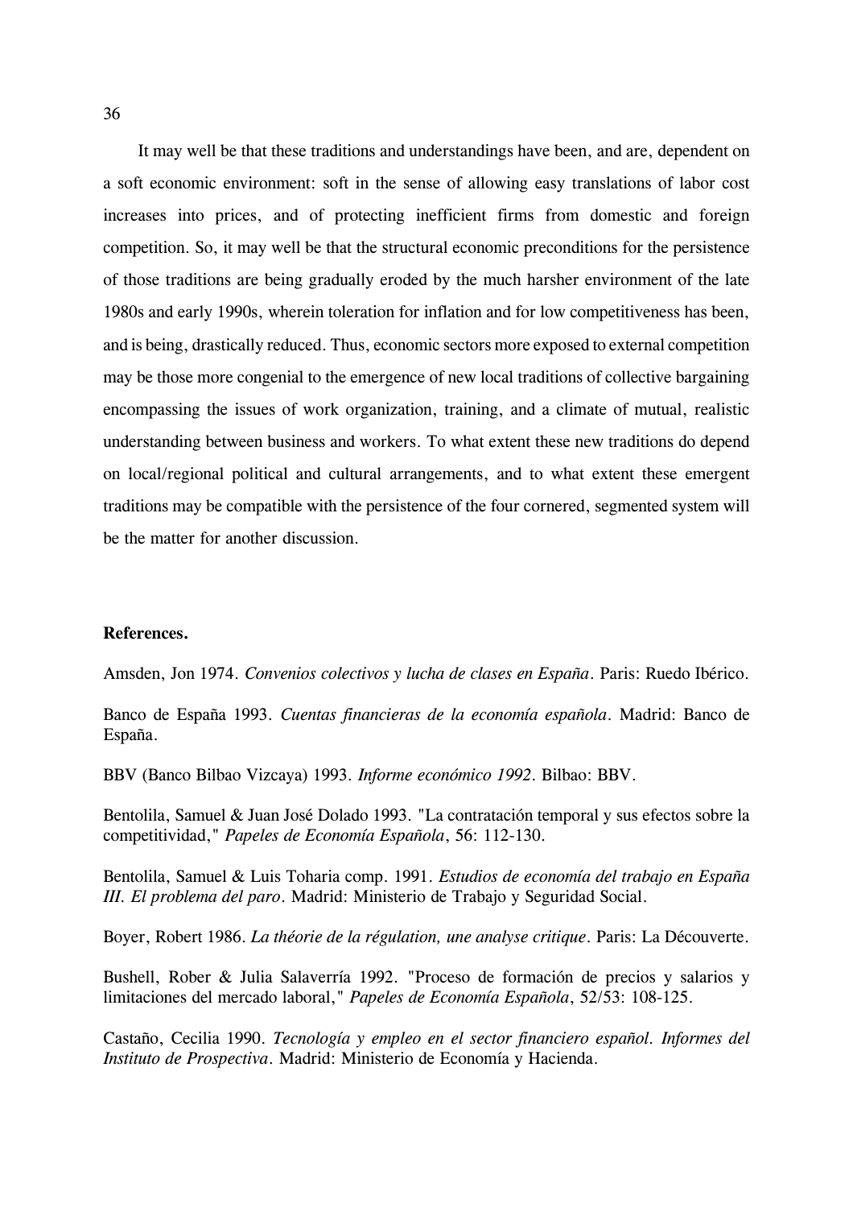It may well be that these traditions and understandings have been, and are, dependent on a soft economic environment: soft in the sense of allowing easy translations of labor cost increases into prices, and of protecting inefficient firms from domestic and foreign competition. So, it may well be that the structural economic preconditions for the persistence of those traditions are being gradually eroded by the much harsher environment of the late 1980s and early 1990s, wherein toleration for inflation and for low competitiveness has been, and is being, drastically reduced. Thus, economic sectors more exposed to external competition may be those more congenial to the emergence of new local traditions of collective bargaining encompassing the issues of work organization, training, and a climate of mutual, realistic understanding between business and workers. To what extent these new traditions do depend on local/regional political and cultural arrangements, and to what extent these emergent traditions may be compatible with the persistence of the four cornered, segmented system will be the matter for another discussion.

**References.**

Amsden, Jon 1974. *Convenios colectivos y lucha de clases en España*. Paris: Ruedo Ibérico.

Banco de España 1993. *Cuentas financieras de la economía española*. Madrid: Banco de España.

BBV (Banco Bilbao Vizcaya) 1993. *Informe económico 1992*. Bilbao: BBV.

Bentolila, Samuel & Juan José Dolado 1993. "La contratación temporal y sus efectos sobre la competitividad," *Papeles de Economía Española*, 56: 112-130.

Bentolila, Samuel & Luis Toharia comp. 1991. *Estudios de economía del trabajo en España III. El problema del paro*. Madrid: Ministerio de Trabajo y Seguridad Social.

Boyer, Robert 1986. *La théorie de la régulation, une analyse critique*. Paris: La Découverte.

Bushell, Rober & Julia Salaverría 1992. "Proceso de formación de precios y salarios y limitaciones del mercado laboral," *Papeles de Economía Española*, 52/53: 108-125.

Castaño, Cecilia 1990. *Tecnología y empleo en el sector financiero español. Informes del Instituto de Prospectiva*. Madrid: Ministerio de Economía y Hacienda.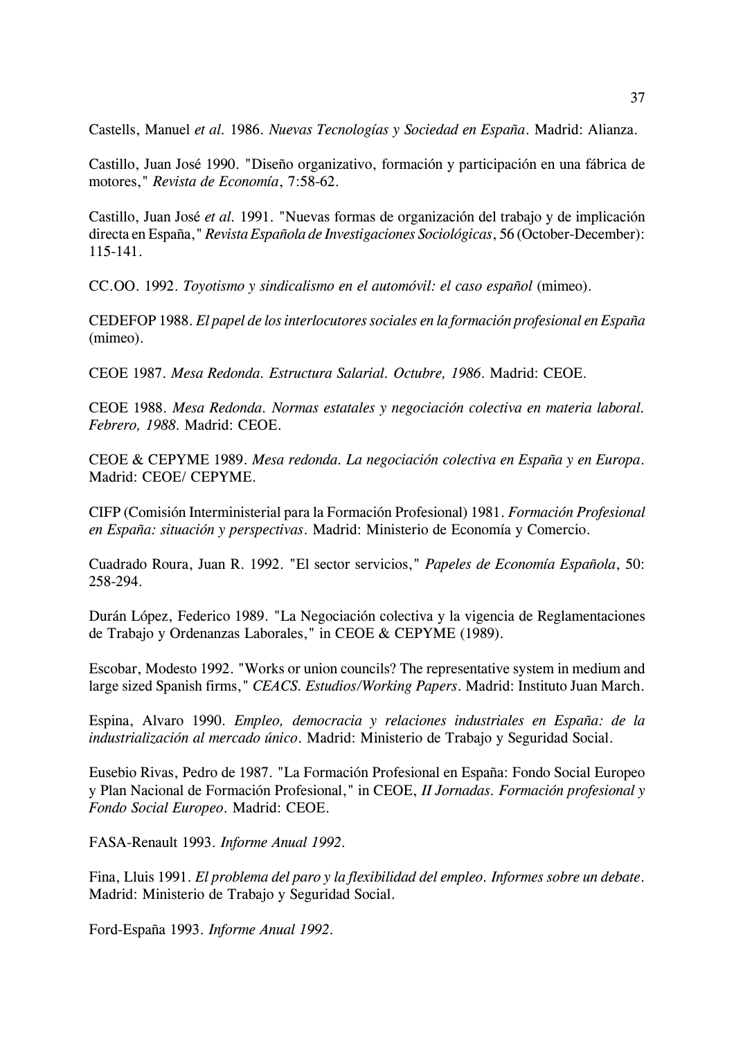Castells, Manuel *et al.* 1986. *Nuevas Tecnologías y Sociedad en España*. Madrid: Alianza.

Castillo, Juan José 1990. "Diseño organizativo, formación y participación en una fábrica de motores," *Revista de Economía*, 7:58-62.

Castillo, Juan José *et al.* 1991. "Nuevas formas de organización del trabajo y de implicación directa en España," *Revista Española de Investigaciones Sociológicas*, 56 (October-December): 115-141.

CC.OO. 1992. *Toyotismo y sindicalismo en el automóvil: el caso español* (mimeo).

CEDEFOP 1988. *El papel de los interlocutores sociales en la formación profesional en España* (mimeo).

CEOE 1987. *Mesa Redonda. Estructura Salarial. Octubre, 1986*. Madrid: CEOE.

CEOE 1988. *Mesa Redonda. Normas estatales y negociación colectiva en materia laboral. Febrero, 1988*. Madrid: CEOE.

CEOE & CEPYME 1989. *Mesa redonda. La negociación colectiva en España y en Europa*. Madrid: CEOE/ CEPYME.

CIFP (Comisión Interministerial para la Formación Profesional) 1981. *Formación Profesional en España: situación y perspectivas*. Madrid: Ministerio de Economía y Comercio.

Cuadrado Roura, Juan R. 1992. "El sector servicios," *Papeles de Economía Española*, 50: 258-294.

Durán López, Federico 1989. "La Negociación colectiva y la vigencia de Reglamentaciones de Trabajo y Ordenanzas Laborales," in CEOE & CEPYME (1989).

Escobar, Modesto 1992. "Works or union councils? The representative system in medium and large sized Spanish firms," *CEACS. Estudios/Working Papers*. Madrid: Instituto Juan March.

Espina, Alvaro 1990. *Empleo, democracia y relaciones industriales en España: de la industrialización al mercado único*. Madrid: Ministerio de Trabajo y Seguridad Social.

Eusebio Rivas, Pedro de 1987. "La Formación Profesional en España: Fondo Social Europeo y Plan Nacional de Formación Profesional," in CEOE, *II Jornadas. Formación profesional y Fondo Social Europeo*. Madrid: CEOE.

FASA-Renault 1993. *Informe Anual 1992*.

Fina, Lluis 1991. *El problema del paro y la flexibilidad del empleo. Informes sobre un debate*. Madrid: Ministerio de Trabajo y Seguridad Social.

Ford-España 1993. *Informe Anual 1992*.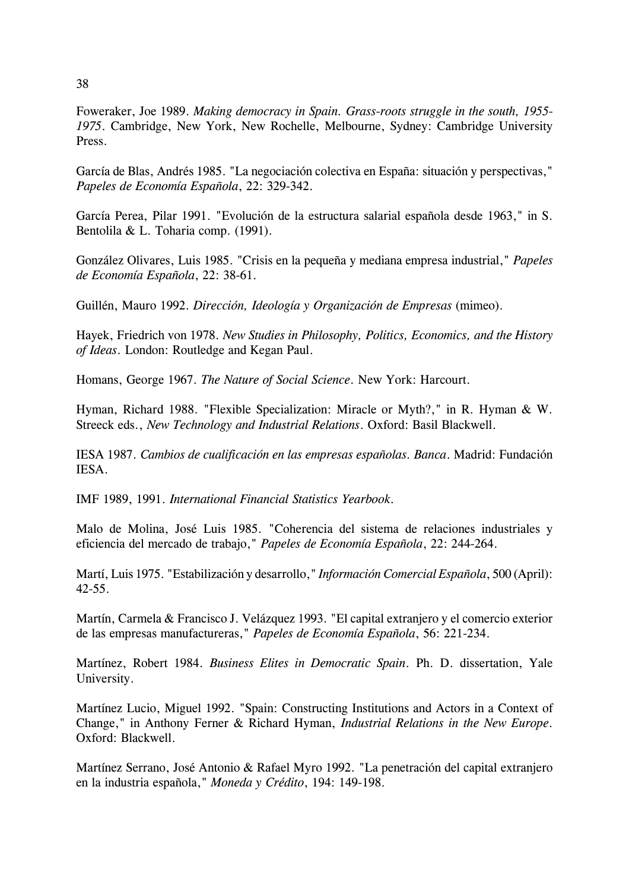Foweraker, Joe 1989. *Making democracy in Spain. Grass-roots struggle in the south, 1955-1975*. Cambridge, New York, New Rochelle, Melbourne, Sydney: Cambridge University Press.

García de Blas, Andrés 1985. "La negociación colectiva en España: situación y perspectivas," *Papeles de Economía Española*, 22: 329-342.

García Perea, Pilar 1991. "Evolución de la estructura salarial española desde 1963," in S. Bentolila & L. Toharia comp. (1991).

González Olivares, Luis 1985. "Crisis en la pequeña y mediana empresa industrial," *Papeles de Economía Española*, 22: 38-61.

Guillén, Mauro 1992. *Dirección, Ideología y Organización de Empresas* (mimeo).

Hayek, Friedrich von 1978. *New Studies in Philosophy, Politics, Economics, and the History of Ideas*. London: Routledge and Kegan Paul.

Homans, George 1967. *The Nature of Social Science*. New York: Harcourt.

Hyman, Richard 1988. "Flexible Specialization: Miracle or Myth?," in R. Hyman & W. Streeck eds., *New Technology and Industrial Relations*. Oxford: Basil Blackwell.

IESA 1987. *Cambios de cualificación en las empresas españolas. Banca*. Madrid: Fundación IESA.

IMF 1989, 1991. *International Financial Statistics Yearbook*.

Malo de Molina, José Luis 1985. "Coherencia del sistema de relaciones industriales y eficiencia del mercado de trabajo," *Papeles de Economía Española*, 22: 244-264.

Martí, Luis 1975. "Estabilización y desarrollo," *Información Comercial Española*, 500 (April): 42-55.

Martín, Carmela & Francisco J. Velázquez 1993. "El capital extranjero y el comercio exterior de las empresas manufactureras," *Papeles de Economía Española*, 56: 221-234.

Martínez, Robert 1984. *Business Elites in Democratic Spain*. Ph. D. dissertation, Yale University.

Martínez Lucio, Miguel 1992. "Spain: Constructing Institutions and Actors in a Context of Change," in Anthony Ferner & Richard Hyman, *Industrial Relations in the New Europe*. Oxford: Blackwell.

Martínez Serrano, José Antonio & Rafael Myro 1992. "La penetración del capital extranjero en la industria española," *Moneda y Crédito*, 194: 149-198.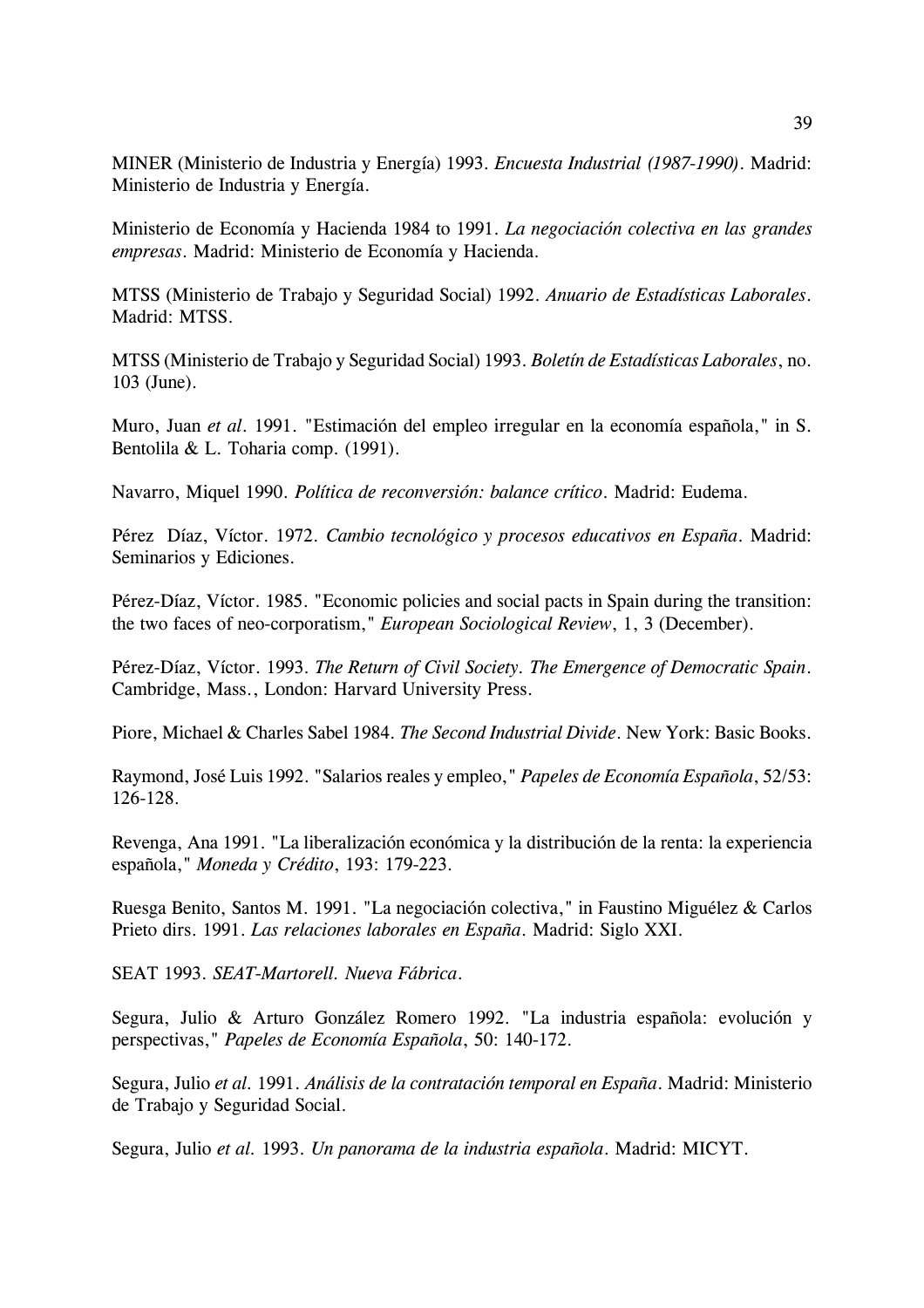MINER (Ministerio de Industria y Energía) 1993. *Encuesta Industrial (1987-1990)*. Madrid: Ministerio de Industria y Energía.

Ministerio de Economía y Hacienda 1984 to 1991. *La negociación colectiva en las grandes empresas*. Madrid: Ministerio de Economía y Hacienda.

MTSS (Ministerio de Trabajo y Seguridad Social) 1992. *Anuario de Estadísticas Laborales*. Madrid: MTSS.

MTSS (Ministerio de Trabajo y Seguridad Social) 1993. *Boletín de Estadísticas Laborales*, no. 103 (June).

Muro, Juan *et al*. 1991. "Estimación del empleo irregular en la economía española," in S. Bentolila & L. Toharia comp. (1991).

Navarro, Miquel 1990. *Política de reconversión: balance crítico*. Madrid: Eudema.

Pérez Díaz, Víctor. 1972. *Cambio tecnológico y procesos educativos en España*. Madrid: Seminarios y Ediciones.

Pérez-Díaz, Víctor. 1985. "Economic policies and social pacts in Spain during the transition: the two faces of neo-corporatism," *European Sociological Review*, 1, 3 (December).

Pérez-Díaz, Víctor. 1993. *The Return of Civil Society. The Emergence of Democratic Spain*. Cambridge, Mass., London: Harvard University Press.

Piore, Michael & Charles Sabel 1984. *The Second Industrial Divide*. New York: Basic Books.

Raymond, José Luis 1992. "Salarios reales y empleo," *Papeles de Economía Española*, 52/53: 126-128.

Revenga, Ana 1991. "La liberalización económica y la distribución de la renta: la experiencia española," *Moneda y Crédito*, 193: 179-223.

Ruesga Benito, Santos M. 1991. "La negociación colectiva," in Faustino Miguélez & Carlos Prieto dirs. 1991. *Las relaciones laborales en España*. Madrid: Siglo XXI.

SEAT 1993. *SEAT-Martorell. Nueva Fábrica*.

Segura, Julio & Arturo González Romero 1992. "La industria española: evolución y perspectivas," *Papeles de Economía Española*, 50: 140-172.

Segura, Julio *et al*. 1991. *Análisis de la contratación temporal en España*. Madrid: Ministerio de Trabajo y Seguridad Social.

Segura, Julio *et al*. 1993. *Un panorama de la industria española*. Madrid: MICYT.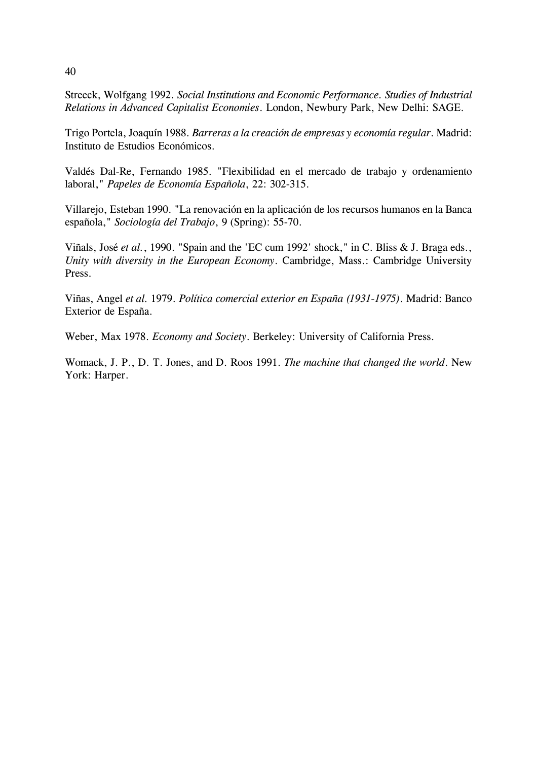Streeck, Wolfgang 1992. *Social Institutions and Economic Performance. Studies of Industrial Relations in Advanced Capitalist Economies*. London, Newbury Park, New Delhi: SAGE.

Trigo Portela, Joaquín 1988. *Barreras a la creación de empresas y economía regular*. Madrid: Instituto de Estudios Económicos.

Valdés Dal-Re, Fernando 1985. "Flexibilidad en el mercado de trabajo y ordenamiento laboral," *Papeles de Economía Española*, 22: 302-315.

Villarejo, Esteban 1990. "La renovación en la aplicación de los recursos humanos en la Banca española," *Sociología del Trabajo*, 9 (Spring): 55-70.

Viñals, José *et al.*, 1990. "Spain and the 'EC cum 1992' shock," in C. Bliss & J. Braga eds., *Unity with diversity in the European Economy*. Cambridge, Mass.: Cambridge University Press.

Viñas, Angel *et al.* 1979. *Política comercial exterior en España (1931-1975)*. Madrid: Banco Exterior de España.

Weber, Max 1978. *Economy and Society*. Berkeley: University of California Press.

Womack, J. P., D. T. Jones, and D. Roos 1991. *The machine that changed the world*. New York: Harper.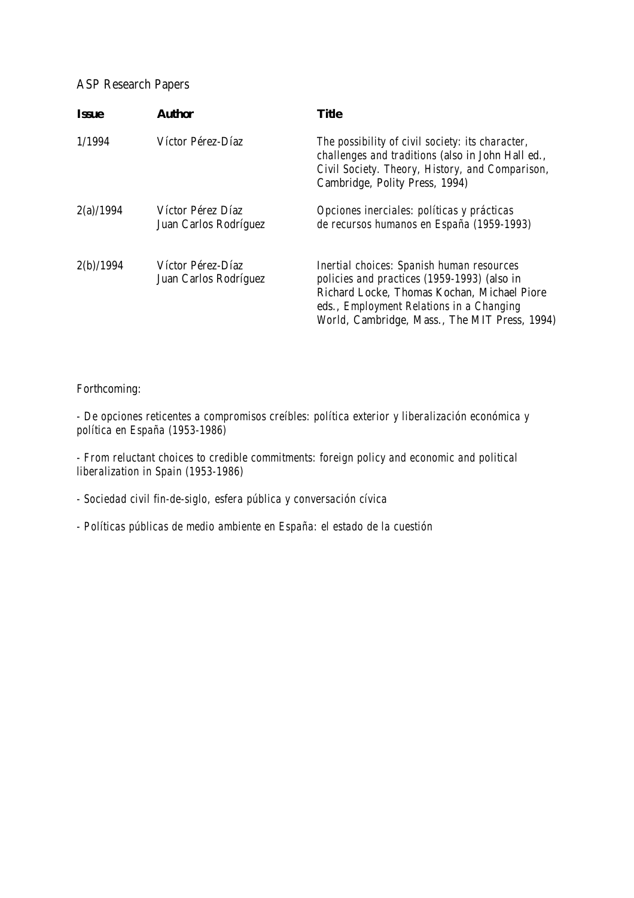ASP Research Papers

| **Issue** | **Author** | **Title** |
| --- | --- | --- |
| 1/1994 | Víctor Pérez-Díaz | The possibility of civil society: its character, challenges and traditions (also in John Hall ed., Civil Society. Theory, History, and Comparison, Cambridge, Polity Press, 1994) |
| 2(a)/1994 | Víctor Pérez Díaz<br>Juan Carlos Rodríguez | Opciones inerciales: políticas y prácticas de recursos humanos en España (1959-1993) |
| 2(b)/1994 | Víctor Pérez-Díaz<br>Juan Carlos Rodríguez | Inertial choices: Spanish human resources policies and practices (1959-1993) (also in Richard Locke, Thomas Kochan, Michael Piore eds., Employment Relations in a Changing World, Cambridge, Mass., The MIT Press, 1994) |

Forthcoming:

- De opciones reticentes a compromisos creíbles: política exterior y liberalización económica y política en España (1953-1986)

- From reluctant choices to credible commitments: foreign policy and economic and political liberalization in Spain (1953-1986)

- Sociedad civil fin-de-siglo, esfera pública y conversación cívica

- Políticas públicas de medio ambiente en España: el estado de la cuestión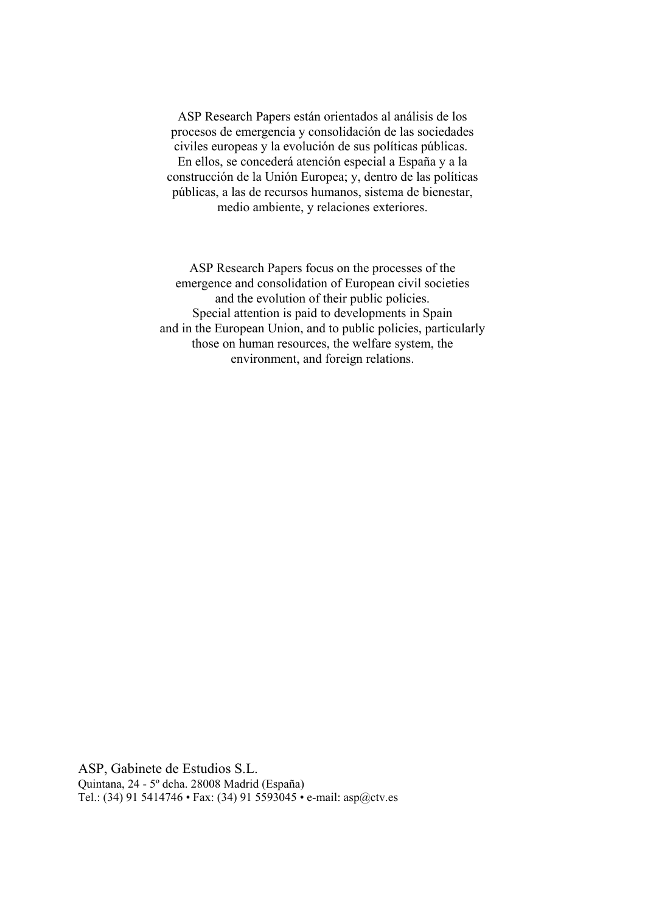ASP Research Papers están orientados al análisis de los procesos de emergencia y consolidación de las sociedades civiles europeas y la evolución de sus políticas públicas. En ellos, se concederá atención especial a España y a la construcción de la Unión Europea; y, dentro de las políticas públicas, a las de recursos humanos, sistema de bienestar, medio ambiente, y relaciones exteriores.

ASP Research Papers focus on the processes of the emergence and consolidation of European civil societies and the evolution of their public policies. Special attention is paid to developments in Spain and in the European Union, and to public policies, particularly those on human resources, the welfare system, the environment, and foreign relations.

ASP, Gabinete de Estudios S.L.
Quintana, 24 - 5º dcha. 28008 Madrid (España)
Tel.: (34) 91 5414746 • Fax: (34) 91 5593045 • e-mail: asp@ctv.es